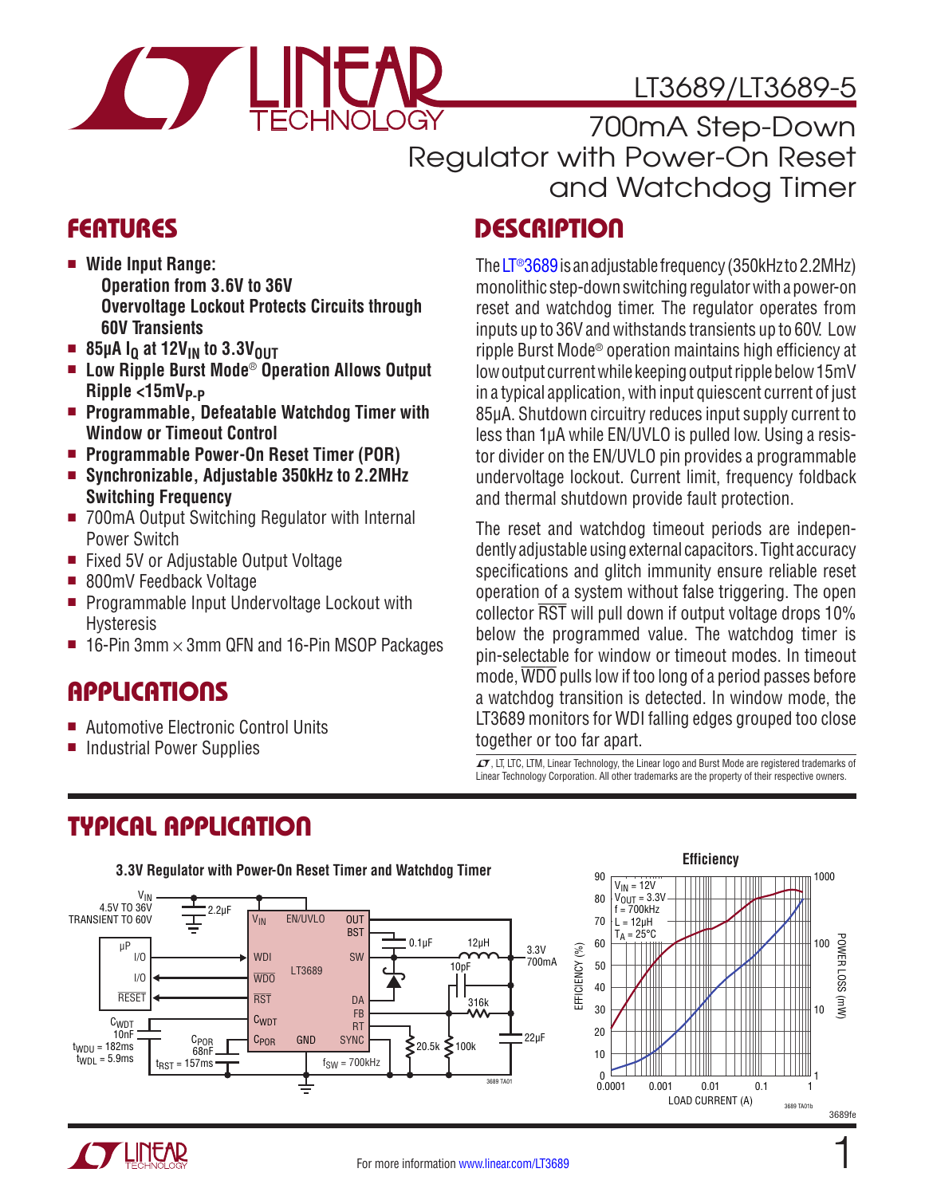# LT3689/LT3689-5

## 700mA Step-Down Regulator with Power-On Reset and Watchdog Timer

## FEATURES

- **Wide Input Range:**
  - **Operation from 3.6V to 36V**
  - **Overvoltage Lockout Protects Circuits through 60V Transients**
- **85μA $I_Q$ at $12V_{IN}$ to $3.3V_{OUT}$**
- **Low Ripple Burst Mode® Operation Allows Output Ripple <$15mV_{P-P}$**
- **Programmable, Defeatable Watchdog Timer with Window or Timeout Control**
- **Programmable Power-On Reset Timer (POR)**
- **Synchronizable, Adjustable 350kHz to 2.2MHz Switching Frequency**
- 700mA Output Switching Regulator with Internal Power Switch
- Fixed 5V or Adjustable Output Voltage
- 800mV Feedback Voltage
- Programmable Input Undervoltage Lockout with Hysteresis
- 16-Pin 3mm × 3mm QFN and 16-Pin MSOP Packages

## APPLICATIONS

- Automotive Electronic Control Units
- Industrial Power Supplies

## DESCRIPTION

The LT®3689 is an adjustable frequency (350kHz to 2.2MHz) monolithic step-down switching regulator with a power-on reset and watchdog timer. The regulator operates from inputs up to 36V and withstands transients up to 60V. Low ripple Burst Mode® operation maintains high efficiency at low output current while keeping output ripple below 15mV in a typical application, with input quiescent current of just 85μA. Shutdown circuitry reduces input supply current to less than 1μA while EN/UVLO is pulled low. Using a resistor divider on the EN/UVLO pin provides a programmable undervoltage lockout. Current limit, frequency foldback and thermal shutdown provide fault protection.

The reset and watchdog timeout periods are independently adjustable using external capacitors. Tight accuracy specifications and glitch immunity ensure reliable reset operation of a system without false triggering. The open collector RST will pull down if output voltage drops 10% below the programmed value. The watchdog timer is pin-selectable for window or timeout modes. In timeout mode, WDO pulls low if too long of a period passes before a watchdog transition is detected. In window mode, the LT3689 monitors for WDI falling edges grouped too close together or too far apart.

, LT, LTC, LTM, Linear Technology, the Linear logo and Burst Mode are registered trademarks of Linear Technology Corporation. All other trademarks are the property of their respective owners.

## TYPICAL APPLICATION

**3.3V Regulator with Power-On Reset Timer and Watchdog Timer**

$V_{IN}$ 4.5V TO 36V, TRANSIENT TO 60V; 2.2μF; LT3689 pins: $V_{IN}$, EN/UVLO, OUT, BST, WDI, SW, $\overline{WDO}$, $\overline{RST}$, DA, FB, $C_{WDT}$, RT, $C_{POR}$, GND, SYNC; μP I/O, I/O, $\overline{RESET}$; 0.1μF; 12μH; 10pF; 316k; 3.3V 700mA; 22μF; 20.5k; 100k; $f_{SW}$ = 700kHz; $C_{WDT}$ 10nF, $t_{WDU}$ = 182ms, $t_{WDL}$ = 5.9ms; $C_{POR}$ 68nF, $t_{RST}$ = 157ms

**Efficiency**

$V_{IN}$ = 12V, $V_{OUT}$ = 3.3V, f = 700kHz, L = 12μH, $T_A$ = 25°C. EFFICIENCY (%) 0–90; POWER LOSS (mW) 1–1000; LOAD CURRENT (A) 0.0001–1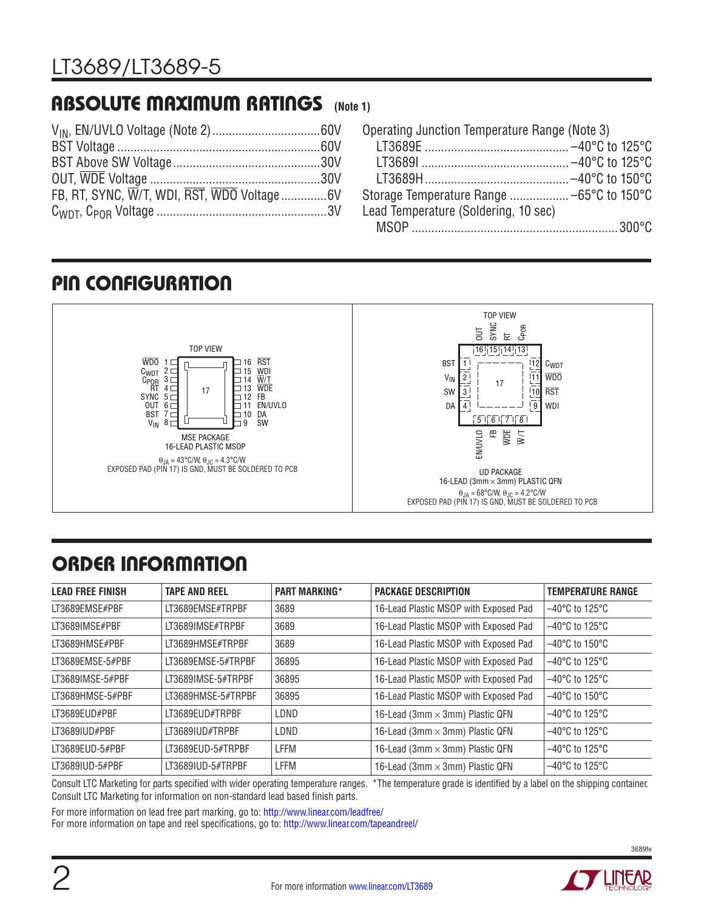## ABSOLUTE MAXIMUM RATINGS (Note 1)

$V_{IN}$, EN/UVLO Voltage (Note 2) .......... 60V
BST Voltage .......... 60V
BST Above SW Voltage .......... 30V
OUT, $\overline{WDE}$ Voltage .......... 30V
FB, RT, SYNC, $\overline{W}$/T, WDI, $\overline{RST}$, $\overline{WDO}$ Voltage .......... 6V
$C_{WDT}$, $C_{POR}$ Voltage .......... 3V

Operating Junction Temperature Range (Note 3)
LT3689E .......... –40°C to 125°C
LT3689I .......... –40°C to 125°C
LT3689H .......... –40°C to 150°C
Storage Temperature Range .......... –65°C to 150°C
Lead Temperature (Soldering, 10 sec)
MSOP .......... 300°C

## PIN CONFIGURATION

**MSE PACKAGE, 16-LEAD PLASTIC MSOP (TOP VIEW)**

| Pin | Name | Pin | Name |
|---|---|---|---|
| 1 | $\overline{WDO}$ | 16 | $\overline{RST}$ |
| 2 | $C_{WDT}$ | 15 | WDI |
| 3 | $C_{POR}$ | 14 | $\overline{W}$/T |
| 4 | RT | 13 | $\overline{WDE}$ |
| 5 | SYNC | 12 | FB |
| 6 | OUT | 11 | EN/UVLO |
| 7 | BST | 10 | DA |
| 8 | $V_{IN}$ | 9 | SW |

17: Exposed pad

$\theta_{JA}$ = 43°C/W, $\theta_{JC}$ = 4.3°C/W
EXPOSED PAD (PIN 17) IS GND, MUST BE SOLDERED TO PCB

**UD PACKAGE, 16-LEAD (3mm × 3mm) PLASTIC QFN (TOP VIEW)**

| Pin | Name | Pin | Name |
|---|---|---|---|
| 1 | BST | 9 | WDI |
| 2 | $V_{IN}$ | 10 | $\overline{RST}$ |
| 3 | SW | 11 | $\overline{WDO}$ |
| 4 | DA | 12 | $C_{WDT}$ |
| 5 | EN/UVLO | 13 | $C_{POR}$ |
| 6 | FB | 14 | RT |
| 7 | $\overline{WDE}$ | 15 | SYNC |
| 8 | $\overline{W}$/T | 16 | OUT |

17: Exposed pad

$\theta_{JA}$ = 68°C/W, $\theta_{JC}$ = 4.2°C/W
EXPOSED PAD (PIN 17) IS GND, MUST BE SOLDERED TO PCB

## ORDER INFORMATION

| LEAD FREE FINISH | TAPE AND REEL | PART MARKING* | PACKAGE DESCRIPTION | TEMPERATURE RANGE |
|---|---|---|---|---|
| LT3689EMSE#PBF | LT3689EMSE#TRPBF | 3689 | 16-Lead Plastic MSOP with Exposed Pad | –40°C to 125°C |
| LT3689IMSE#PBF | LT3689IMSE#TRPBF | 3689 | 16-Lead Plastic MSOP with Exposed Pad | –40°C to 125°C |
| LT3689HMSE#PBF | LT3689HMSE#TRPBF | 3689 | 16-Lead Plastic MSOP with Exposed Pad | –40°C to 150°C |
| LT3689EMSE-5#PBF | LT3689EMSE-5#TRPBF | 36895 | 16-Lead Plastic MSOP with Exposed Pad | –40°C to 125°C |
| LT3689IMSE-5#PBF | LT3689IMSE-5#TRPBF | 36895 | 16-Lead Plastic MSOP with Exposed Pad | –40°C to 125°C |
| LT3689HMSE-5#PBF | LT3689HMSE-5#TRPBF | 36895 | 16-Lead Plastic MSOP with Exposed Pad | –40°C to 150°C |
| LT3689EUD#PBF | LT3689EUD#TRPBF | LDND | 16-Lead (3mm × 3mm) Plastic QFN | –40°C to 125°C |
| LT3689IUD#PBF | LT3689IUD#TRPBF | LDND | 16-Lead (3mm × 3mm) Plastic QFN | –40°C to 125°C |
| LT3689EUD-5#PBF | LT3689EUD-5#TRPBF | LFFM | 16-Lead (3mm × 3mm) Plastic QFN | –40°C to 125°C |
| LT3689IUD-5#PBF | LT3689IUD-5#TRPBF | LFFM | 16-Lead (3mm × 3mm) Plastic QFN | –40°C to 125°C |

Consult LTC Marketing for parts specified with wider operating temperature ranges. *The temperature grade is identified by a label on the shipping container.
Consult LTC Marketing for information on non-standard lead based finish parts.

For more information on lead free part marking, go to: http://www.linear.com/leadfree/
For more information on tape and reel specifications, go to: http://www.linear.com/tapeandreel/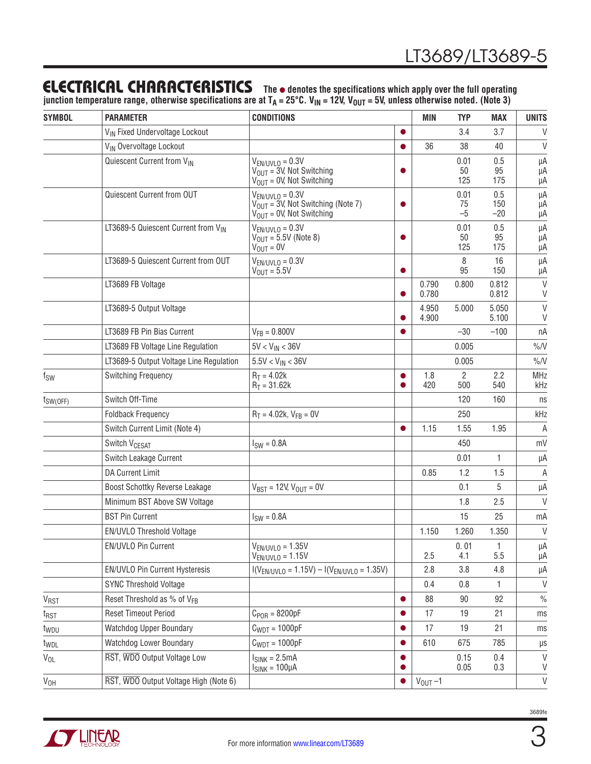## ELECTRICAL CHARACTERISTICS

**The ● denotes the specifications which apply over the full operating junction temperature range, otherwise specifications are at $T_A$ = 25°C. $V_{IN}$ = 12V, $V_{OUT}$ = 5V, unless otherwise noted. (Note 3)**

| SYMBOL | PARAMETER | CONDITIONS | | MIN | TYP | MAX | UNITS |
|---|---|---|---|---|---|---|---|
| | $V_{IN}$ Fixed Undervoltage Lockout | | ● | | 3.4 | 3.7 | V |
| | $V_{IN}$ Overvoltage Lockout | | ● | 36 | 38 | 40 | V |
| | Quiescent Current from $V_{IN}$ | $V_{EN/UVLO}$ = 0.3V<br>$V_{OUT}$ = 3V, Not Switching<br>$V_{OUT}$ = 0V, Not Switching | ● | | 0.01<br>50<br>125 | 0.5<br>95<br>175 | µA<br>µA<br>µA |
| | Quiescent Current from OUT | $V_{EN/UVLO}$ = 0.3V<br>$V_{OUT}$ = 3V, Not Switching (Note 7)<br>$V_{OUT}$ = 0V, Not Switching | ● | | 0.01<br>75<br>–5 | 0.5<br>150<br>–20 | µA<br>µA<br>µA |
| | LT3689-5 Quiescent Current from $V_{IN}$ | $V_{EN/UVLO}$ = 0.3V<br>$V_{OUT}$ = 5.5V (Note 8)<br>$V_{OUT}$ = 0V | ● | | 0.01<br>50<br>125 | 0.5<br>95<br>175 | µA<br>µA<br>µA |
| | LT3689-5 Quiescent Current from OUT | $V_{EN/UVLO}$ = 0.3V<br>$V_{OUT}$ = 5.5V | ● | | 8<br>95 | 16<br>150 | µA<br>µA |
| | LT3689 FB Voltage | | <br>● | 0.790<br>0.780 | 0.800 | 0.812<br>0.812 | V<br>V |
| | LT3689-5 Output Voltage | | <br>● | 4.950<br>4.900 | 5.000 | 5.050<br>5.100 | V<br>V |
| | LT3689 FB Pin Bias Current | $V_{FB}$ = 0.800V | ● | | –30 | –100 | nA |
| | LT3689 FB Voltage Line Regulation | 5V < $V_{IN}$ < 36V | | | 0.005 | | %/V |
| | LT3689-5 Output Voltage Line Regulation | 5.5V < $V_{IN}$ < 36V | | | 0.005 | | %/V |
| $f_{SW}$ | Switching Frequency | $R_T$ = 4.02k<br>$R_T$ = 31.62k | ●<br>● | 1.8<br>420 | 2<br>500 | 2.2<br>540 | MHz<br>kHz |
| $t_{SW(OFF)}$ | Switch Off-Time | | | | 120 | 160 | ns |
| | Foldback Frequency | $R_T$ = 4.02k, $V_{FB}$ = 0V | | | 250 | | kHz |
| | Switch Current Limit (Note 4) | | ● | 1.15 | 1.55 | 1.95 | A |
| | Switch $V_{CESAT}$ | $I_{SW}$ = 0.8A | | | 450 | | mV |
| | Switch Leakage Current | | | | 0.01 | 1 | µA |
| | DA Current Limit | | | 0.85 | 1.2 | 1.5 | A |
| | Boost Schottky Reverse Leakage | $V_{BST}$ = 12V, $V_{OUT}$ = 0V | | | 0.1 | 5 | µA |
| | Minimum BST Above SW Voltage | | | | 1.8 | 2.5 | V |
| | BST Pin Current | $I_{SW}$ = 0.8A | | | 15 | 25 | mA |
| | EN/UVLO Threshold Voltage | | | 1.150 | 1.260 | 1.350 | V |
| | EN/UVLO Pin Current | $V_{EN/UVLO}$ = 1.35V<br>$V_{EN/UVLO}$ = 1.15V | | <br>2.5 | 0.01<br>4.1 | 1<br>5.5 | µA<br>µA |
| | EN/UVLO Pin Current Hysteresis | $I(V_{EN/UVLO}$ = 1.15V) – $I(V_{EN/UVLO}$ = 1.35V) | | 2.8 | 3.8 | 4.8 | µA |
| | SYNC Threshold Voltage | | | 0.4 | 0.8 | 1 | V |
| $V_{RST}$ | Reset Threshold as % of $V_{FB}$ | | ● | 88 | 90 | 92 | % |
| $t_{RST}$ | Reset Timeout Period | $C_{POR}$ = 8200pF | ● | 17 | 19 | 21 | ms |
| $t_{WDU}$ | Watchdog Upper Boundary | $C_{WDT}$ = 1000pF | ● | 17 | 19 | 21 | ms |
| $t_{WDL}$ | Watchdog Lower Boundary | $C_{WDT}$ = 1000pF | ● | 610 | 675 | 785 | µs |
| $V_{OL}$ | $\overline{RST}$, $\overline{WDO}$ Output Voltage Low | $I_{SINK}$ = 2.5mA<br>$I_{SINK}$ = 100µA | ●<br>● | | 0.15<br>0.05 | 0.4<br>0.3 | V<br>V |
| $V_{OH}$ | $\overline{RST}$, $\overline{WDO}$ Output Voltage High (Note 6) | | ● | $V_{OUT}$ –1 | | | V |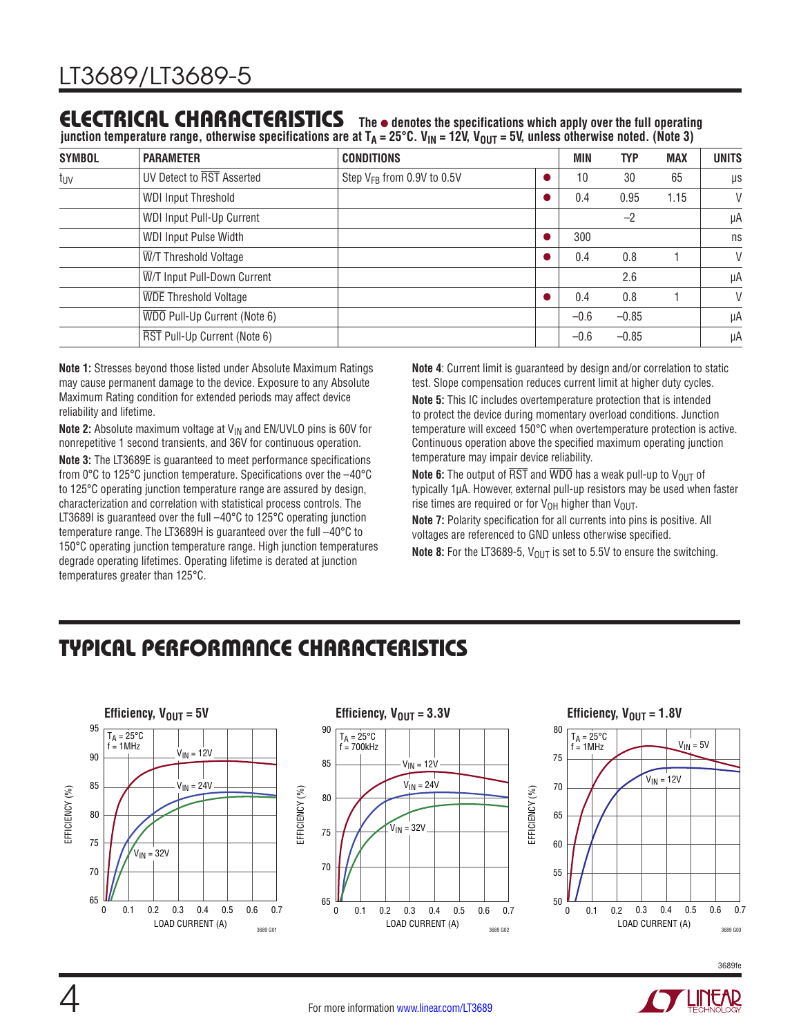## ELECTRICAL CHARACTERISTICS

**The ● denotes the specifications which apply over the full operating junction temperature range, otherwise specifications are at $T_A = 25°C$. $V_{IN} = 12V$, $V_{OUT} = 5V$, unless otherwise noted. (Note 3)**

| SYMBOL | PARAMETER | CONDITIONS | | MIN | TYP | MAX | UNITS |
|---|---|---|---|---|---|---|---|
| $t_{UV}$ | UV Detect to $\overline{RST}$ Asserted | Step $V_{FB}$ from 0.9V to 0.5V | ● | 10 | 30 | 65 | µs |
| | WDI Input Threshold | | ● | 0.4 | 0.95 | 1.15 | V |
| | WDI Input Pull-Up Current | | | | –2 | | µA |
| | WDI Input Pulse Width | | ● | 300 | | | ns |
| | $\overline{W}$/T Threshold Voltage | | ● | 0.4 | 0.8 | 1 | V |
| | $\overline{W}$/T Input Pull-Down Current | | | | 2.6 | | µA |
| | $\overline{WDE}$ Threshold Voltage | | ● | 0.4 | 0.8 | 1 | V |
| | $\overline{WDO}$ Pull-Up Current (Note 6) | | | –0.6 | –0.85 | | µA |
| | $\overline{RST}$ Pull-Up Current (Note 6) | | | –0.6 | –0.85 | | µA |

**Note 1:** Stresses beyond those listed under Absolute Maximum Ratings may cause permanent damage to the device. Exposure to any Absolute Maximum Rating condition for extended periods may affect device reliability and lifetime.

**Note 2:** Absolute maximum voltage at $V_{IN}$ and EN/UVLO pins is 60V for nonrepetitive 1 second transients, and 36V for continuous operation.

**Note 3:** The LT3689E is guaranteed to meet performance specifications from 0°C to 125°C junction temperature. Specifications over the –40°C to 125°C operating junction temperature range are assured by design, characterization and correlation with statistical process controls. The LT3689I is guaranteed over the full –40°C to 125°C operating junction temperature range. The LT3689H is guaranteed over the full –40°C to 150°C operating junction temperature range. High junction temperatures degrade operating lifetimes. Operating lifetime is derated at junction temperatures greater than 125°C.

**Note 4**: Current limit is guaranteed by design and/or correlation to static test. Slope compensation reduces current limit at higher duty cycles.

**Note 5:** This IC includes overtemperature protection that is intended to protect the device during momentary overload conditions. Junction temperature will exceed 150°C when overtemperature protection is active. Continuous operation above the specified maximum operating junction temperature may impair device reliability.

**Note 6:** The output of $\overline{RST}$ and $\overline{WDO}$ has a weak pull-up to $V_{OUT}$ of typically 1µA. However, external pull-up resistors may be used when faster rise times are required or for $V_{OH}$ higher than $V_{OUT}$.

**Note 7:** Polarity specification for all currents into pins is positive. All voltages are referenced to GND unless otherwise specified.

**Note 8:** For the LT3689-5, $V_{OUT}$ is set to 5.5V to ensure the switching.

## TYPICAL PERFORMANCE CHARACTERISTICS

**Efficiency, $V_{OUT}$ = 5V** ($T_A$ = 25°C, f = 1MHz; $V_{IN}$ = 12V, $V_{IN}$ = 24V, $V_{IN}$ = 32V; EFFICIENCY (%) vs LOAD CURRENT (A)) 3689 G01

**Efficiency, $V_{OUT}$ = 3.3V** ($T_A$ = 25°C, f = 700kHz; $V_{IN}$ = 12V, $V_{IN}$ = 24V, $V_{IN}$ = 32V; EFFICIENCY (%) vs LOAD CURRENT (A)) 3689 G02

**Efficiency, $V_{OUT}$ = 1.8V** ($T_A$ = 25°C, f = 1MHz; $V_{IN}$ = 5V, $V_{IN}$ = 12V; EFFICIENCY (%) vs LOAD CURRENT (A)) 3689 G03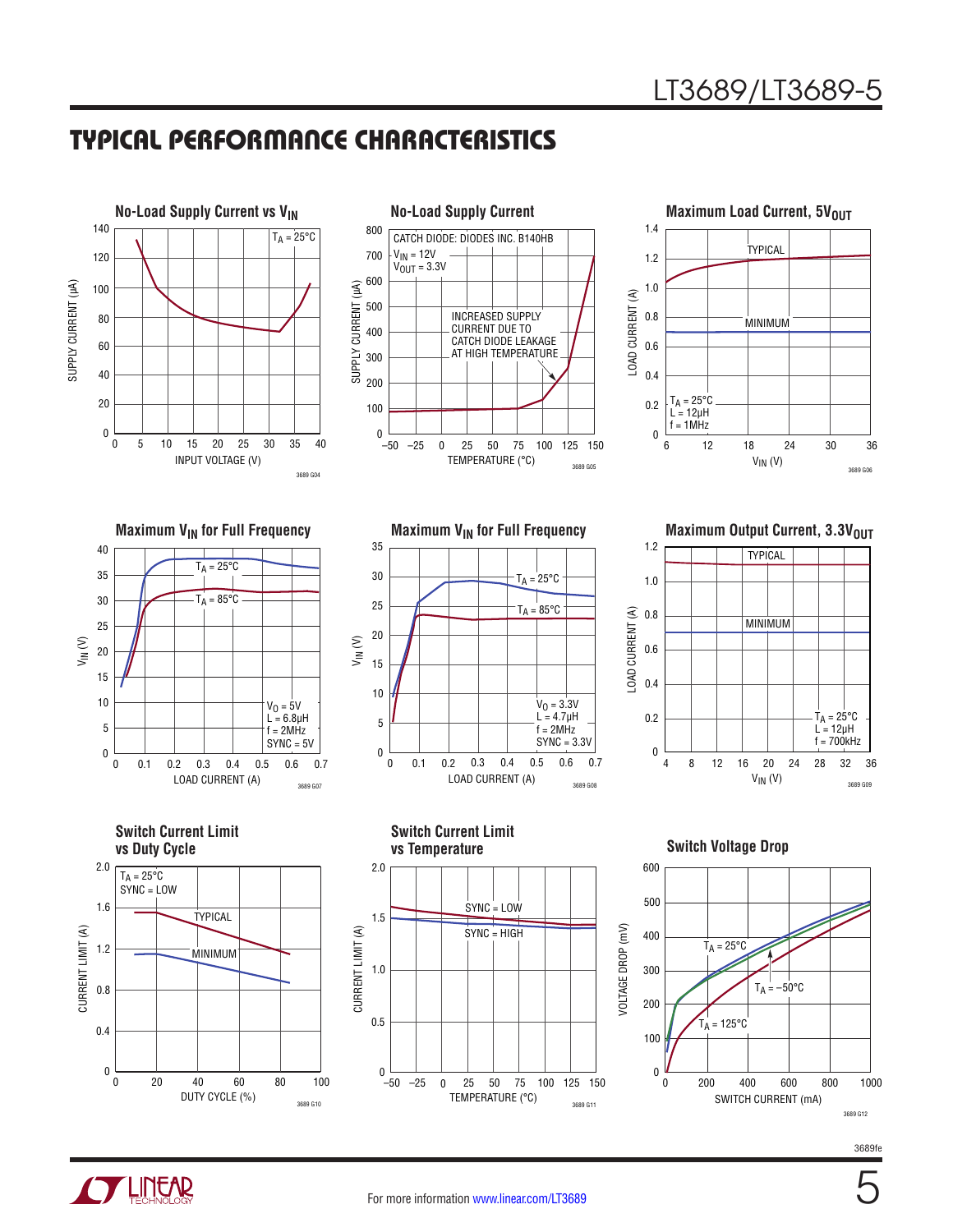## TYPICAL PERFORMANCE CHARACTERISTICS

**No-Load Supply Current vs $V_{IN}$**

$T_A = 25°C$

SUPPLY CURRENT (µA) vs INPUT VOLTAGE (V)

3689 G04

**No-Load Supply Current**

CATCH DIODE: DIODES INC. B140HB
$V_{IN} = 12V$
$V_{OUT} = 3.3V$

INCREASED SUPPLY CURRENT DUE TO CATCH DIODE LEAKAGE AT HIGH TEMPERATURE

SUPPLY CURRENT (µA) vs TEMPERATURE (°C)

3689 G05

**Maximum Load Current, $5V_{OUT}$**

TYPICAL
MINIMUM

$T_A = 25°C$
$L = 12µH$
$f = 1MHz$

LOAD CURRENT (A) vs $V_{IN}$ (V)

3689 G06

**Maximum $V_{IN}$ for Full Frequency**

$T_A = 25°C$
$T_A = 85°C$

$V_O = 5V$
$L = 6.8µH$
$f = 2MHz$
SYNC = 5V

$V_{IN}$ (V) vs LOAD CURRENT (A)

3689 G07

**Maximum $V_{IN}$ for Full Frequency**

$T_A = 25°C$
$T_A = 85°C$

$V_O = 3.3V$
$L = 4.7µH$
$f = 2MHz$
SYNC = 3.3V

$V_{IN}$ (V) vs LOAD CURRENT (A)

3689 G08

**Maximum Output Current, $3.3V_{OUT}$**

TYPICAL
MINIMUM

$T_A = 25°C$
$L = 12µH$
$f = 700kHz$

LOAD CURRENT (A) vs $V_{IN}$ (V)

3689 G09

**Switch Current Limit vs Duty Cycle**

$T_A = 25°C$
SYNC = LOW

TYPICAL
MINIMUM

CURRENT LIMIT (A) vs DUTY CYCLE (%)

3689 G10

**Switch Current Limit vs Temperature**

SYNC = LOW
SYNC = HIGH

CURRENT LIMIT (A) vs TEMPERATURE (°C)

3689 G11

**Switch Voltage Drop**

$T_A = 25°C$
$T_A = –50°C$
$T_A = 125°C$

VOLTAGE DROP (mV) vs SWITCH CURRENT (mA)

3689 G12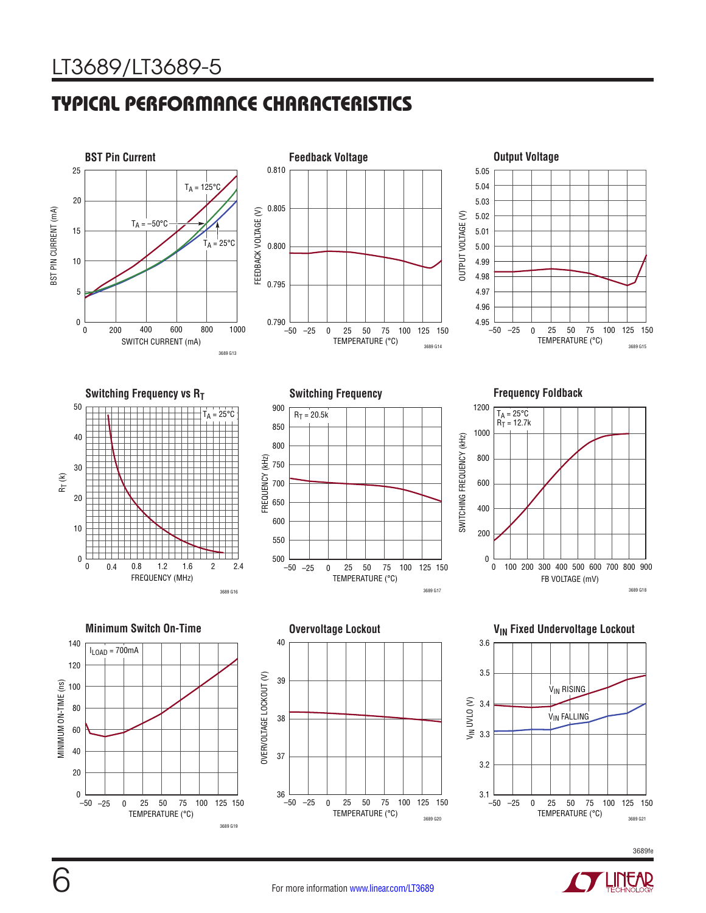## TYPICAL PERFORMANCE CHARACTERISTICS

**BST Pin Current**

$T_A = 125°C$, $T_A = –50°C$, $T_A = 25°C$

BST PIN CURRENT (mA) vs SWITCH CURRENT (mA)

3689 G13

**Feedback Voltage**

FEEDBACK VOLTAGE (V) vs TEMPERATURE (°C)

3689 G14

**Output Voltage**

OUTPUT VOLTAGE (V) vs TEMPERATURE (°C)

3689 G15

**Switching Frequency vs $R_T$**

$T_A = 25°C$

$R_T$ (k) vs FREQUENCY (MHz)

3689 G16

**Switching Frequency**

$R_T = 20.5k$

FREQUENCY (kHz) vs TEMPERATURE (°C)

3689 G17

**Frequency Foldback**

$T_A = 25°C$
$R_T = 12.7k$

SWITCHING FREQUENCY (kHz) vs FB VOLTAGE (mV)

3689 G18

**Minimum Switch On-Time**

$I_{LOAD} = 700mA$

MINIMUM ON-TIME (ns) vs TEMPERATURE (°C)

3689 G19

**Overvoltage Lockout**

OVERVOLTAGE LOCKOUT (V) vs TEMPERATURE (°C)

3689 G20

**$V_{IN}$ Fixed Undervoltage Lockout**

$V_{IN}$ RISING, $V_{IN}$ FALLING

$V_{IN}$ UVLO (V) vs TEMPERATURE (°C)

3689 G21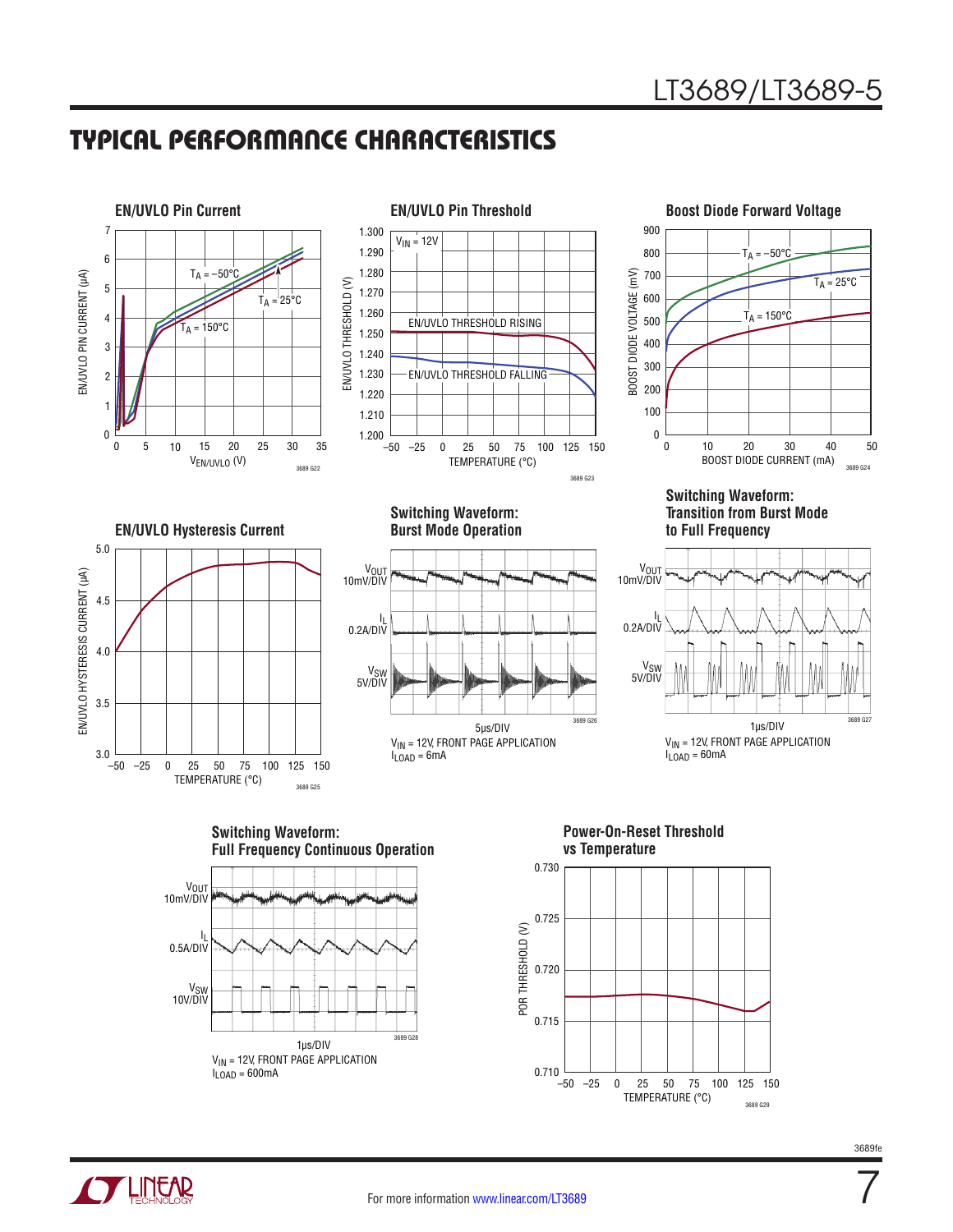## TYPICAL PERFORMANCE CHARACTERISTICS

**EN/UVLO Pin Current**

EN/UVLO PIN CURRENT (µA) vs $V_{EN/UVLO}$ (V)

$T_A = -50°C$, $T_A = 25°C$, $T_A = 150°C$

3689 G22

**EN/UVLO Pin Threshold**

$V_{IN} = 12V$

EN/UVLO THRESHOLD (V) vs TEMPERATURE (°C)

EN/UVLO THRESHOLD RISING

EN/UVLO THRESHOLD FALLING

3689 G23

**Boost Diode Forward Voltage**

BOOST DIODE VOLTAGE (mV) vs BOOST DIODE CURRENT (mA)

$T_A = -50°C$, $T_A = 25°C$, $T_A = 150°C$

3689 G24

**EN/UVLO Hysteresis Current**

EN/UVLO HYSTERESIS CURRENT (µA) vs TEMPERATURE (°C)

3689 G25

**Switching Waveform: Burst Mode Operation**

$V_{OUT}$ 10mV/DIV

$I_L$ 0.2A/DIV

$V_{SW}$ 5V/DIV

5µs/DIV

3689 G26

$V_{IN}$ = 12V, FRONT PAGE APPLICATION
$I_{LOAD}$ = 6mA

**Switching Waveform: Transition from Burst Mode to Full Frequency**

$V_{OUT}$ 10mV/DIV

$I_L$ 0.2A/DIV

$V_{SW}$ 5V/DIV

1µs/DIV

3689 G27

$V_{IN}$ = 12V, FRONT PAGE APPLICATION
$I_{LOAD}$ = 60mA

**Switching Waveform: Full Frequency Continuous Operation**

$V_{OUT}$ 10mV/DIV

$I_L$ 0.5A/DIV

$V_{SW}$ 10V/DIV

1µs/DIV

3689 G28

$V_{IN}$ = 12V, FRONT PAGE APPLICATION
$I_{LOAD}$ = 600mA

**Power-On-Reset Threshold vs Temperature**

POR THRESHOLD (V) vs TEMPERATURE (°C)

3689 G29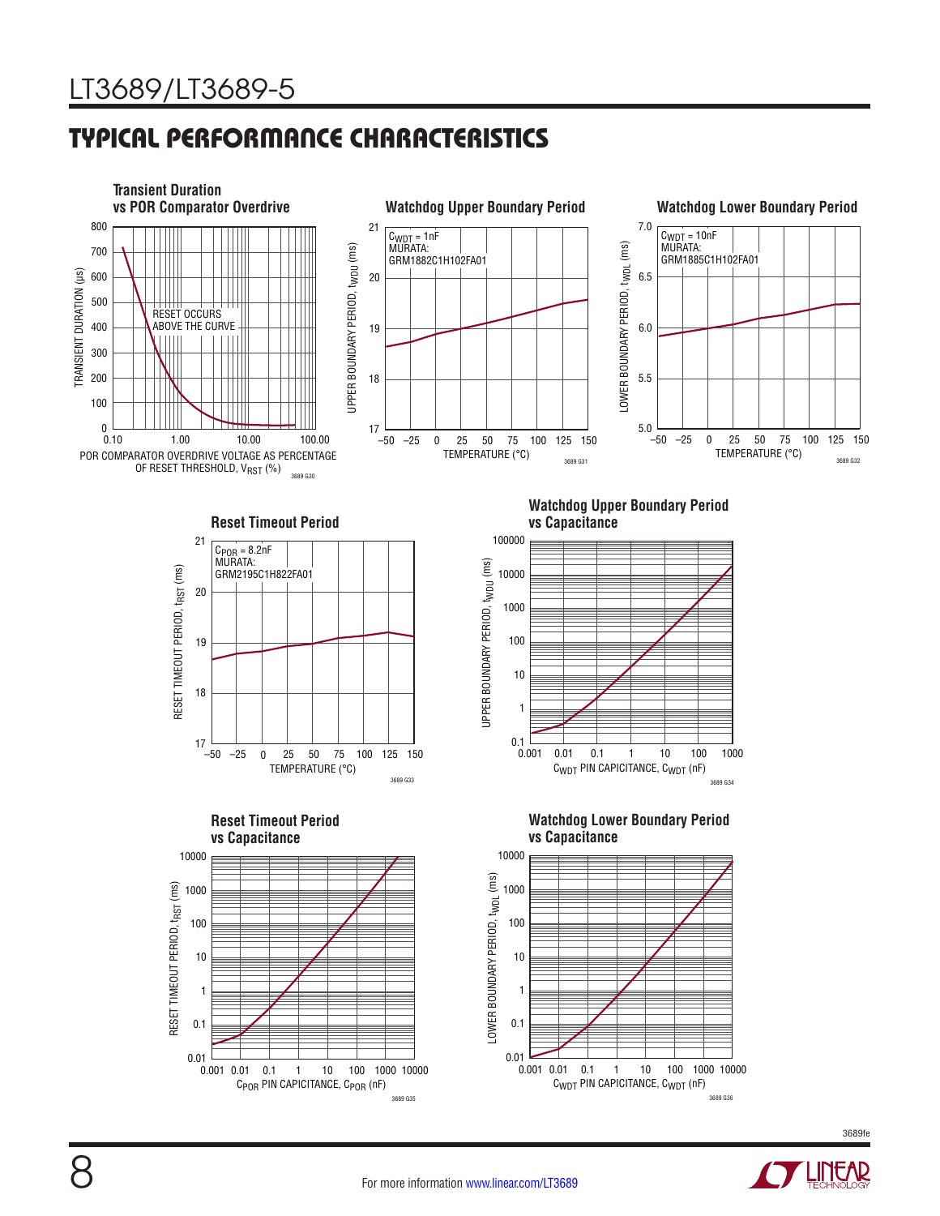## TYPICAL PERFORMANCE CHARACTERISTICS

**Transient Duration vs POR Comparator Overdrive**

TRANSIENT DURATION (µs)

RESET OCCURS ABOVE THE CURVE

POR COMPARATOR OVERDRIVE VOLTAGE AS PERCENTAGE OF RESET THRESHOLD, $V_{RST}$ (%)

3689 G30

**Watchdog Upper Boundary Period**

$C_{WDT}$ = 1nF
MURATA:
GRM1882C1H102FA01

UPPER BOUNDARY PERIOD, $t_{WDU}$ (ms)

TEMPERATURE (°C)

3689 G31

**Watchdog Lower Boundary Period**

$C_{WDT}$ = 10nF
MURATA:
GRM1885C1H102FA01

LOWER BOUNDARY PERIOD, $t_{WDL}$ (ms)

TEMPERATURE (°C)

3689 G32

**Reset Timeout Period**

$C_{POR}$ = 8.2nF
MURATA:
GRM2195C1H822FA01

RESET TIMEOUT PERIOD, $t_{RST}$ (ms)

TEMPERATURE (°C)

3689 G33

**Watchdog Upper Boundary Period vs Capacitance**

UPPER BOUNDARY PERIOD, $t_{WDU}$ (ms)

$C_{WDT}$ PIN CAPICITANCE, $C_{WDT}$ (nF)

3689 G34

**Reset Timeout Period vs Capacitance**

RESET TIMEOUT PERIOD, $t_{RST}$ (ms)

$C_{POR}$ PIN CAPICITANCE, $C_{POR}$ (nF)

3689 G35

**Watchdog Lower Boundary Period vs Capacitance**

LOWER BOUNDARY PERIOD, $t_{WDL}$ (ms)

$C_{WDT}$ PIN CAPICITANCE, $C_{WDT}$ (nF)

3689 G36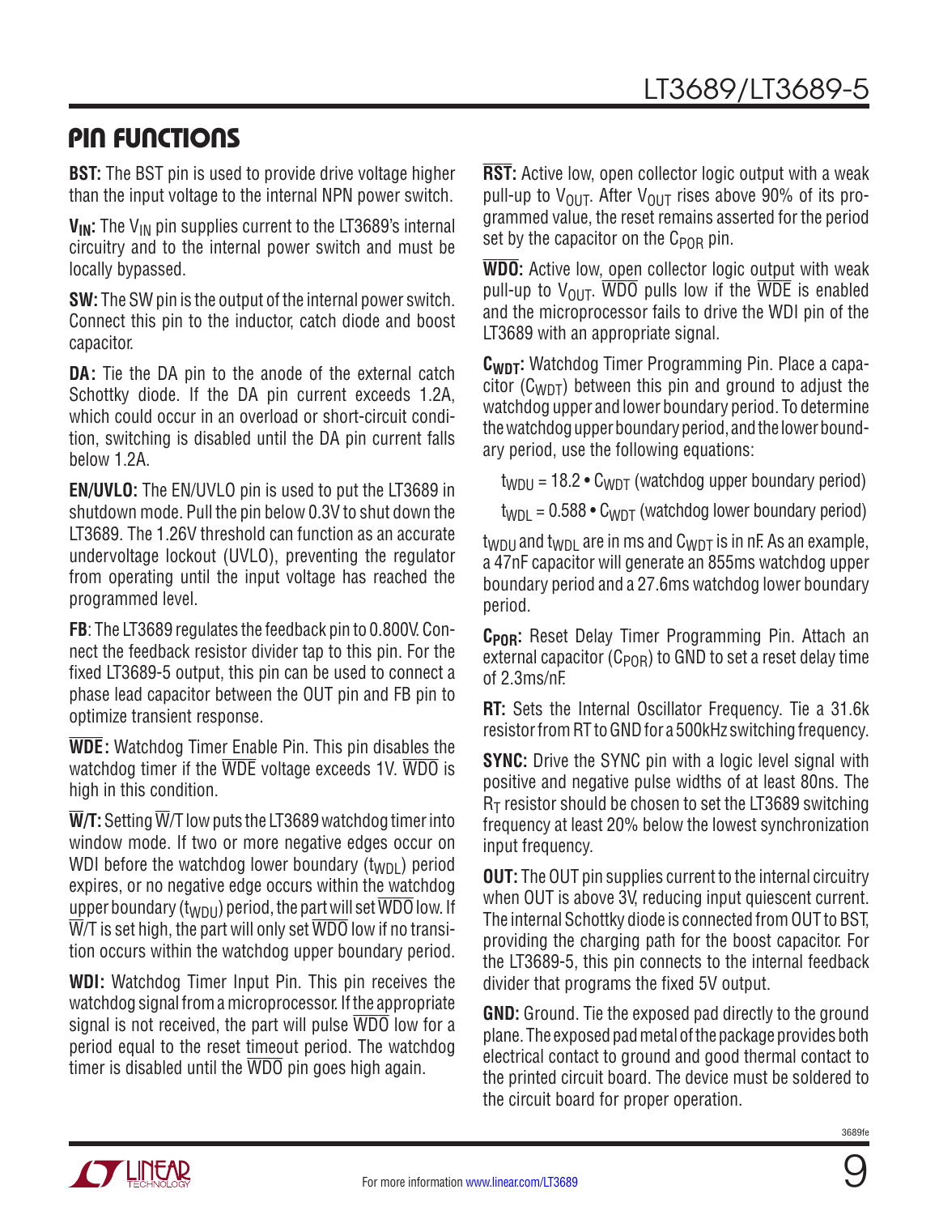# PIN FUNCTIONS

**BST:** The BST pin is used to provide drive voltage higher than the input voltage to the internal NPN power switch.

**$V_{IN}$:** The $V_{IN}$ pin supplies current to the LT3689's internal circuitry and to the internal power switch and must be locally bypassed.

**SW:** The SW pin is the output of the internal power switch. Connect this pin to the inductor, catch diode and boost capacitor.

**DA:** Tie the DA pin to the anode of the external catch Schottky diode. If the DA pin current exceeds 1.2A, which could occur in an overload or short-circuit condition, switching is disabled until the DA pin current falls below 1.2A.

**EN/UVLO:** The EN/UVLO pin is used to put the LT3689 in shutdown mode. Pull the pin below 0.3V to shut down the LT3689. The 1.26V threshold can function as an accurate undervoltage lockout (UVLO), preventing the regulator from operating until the input voltage has reached the programmed level.

**FB**: The LT3689 regulates the feedback pin to 0.800V. Connect the feedback resistor divider tap to this pin. For the fixed LT3689-5 output, this pin can be used to connect a phase lead capacitor between the OUT pin and FB pin to optimize transient response.

**$\overline{\text{WDE}}$:** Watchdog Timer Enable Pin. This pin disables the watchdog timer if the $\overline{\text{WDE}}$ voltage exceeds 1V. $\overline{\text{WDO}}$ is high in this condition.

**$\overline{\text{W}}$/T:** Setting $\overline{\text{W}}$/T low puts the LT3689 watchdog timer into window mode. If two or more negative edges occur on WDI before the watchdog lower boundary ($t_{WDL}$) period expires, or no negative edge occurs within the watchdog upper boundary ($t_{WDU}$) period, the part will set $\overline{\text{WDO}}$ low. If $\overline{\text{W}}$/T is set high, the part will only set $\overline{\text{WDO}}$ low if no transition occurs within the watchdog upper boundary period.

**WDI:** Watchdog Timer Input Pin. This pin receives the watchdog signal from a microprocessor. If the appropriate signal is not received, the part will pulse $\overline{\text{WDO}}$ low for a period equal to the reset timeout period. The watchdog timer is disabled until the $\overline{\text{WDO}}$ pin goes high again.

**$\overline{\text{RST}}$:** Active low, open collector logic output with a weak pull-up to $V_{OUT}$. After $V_{OUT}$ rises above 90% of its programmed value, the reset remains asserted for the period set by the capacitor on the $C_{POR}$ pin.

**$\overline{\text{WDO}}$:** Active low, open collector logic output with weak pull-up to $V_{OUT}$. $\overline{\text{WDO}}$ pulls low if the $\overline{\text{WDE}}$ is enabled and the microprocessor fails to drive the WDI pin of the LT3689 with an appropriate signal.

**$C_{WDT}$:** Watchdog Timer Programming Pin. Place a capacitor ($C_{WDT}$) between this pin and ground to adjust the watchdog upper and lower boundary period. To determine the watchdog upper boundary period, and the lower boundary period, use the following equations:

$t_{WDU} = 18.2 \cdot C_{WDT}$ (watchdog upper boundary period)

$t_{WDL} = 0.588 \cdot C_{WDT}$ (watchdog lower boundary period)

$t_{WDU}$ and $t_{WDL}$ are in ms and $C_{WDT}$ is in nF. As an example, a 47nF capacitor will generate an 855ms watchdog upper boundary period and a 27.6ms watchdog lower boundary period.

**$C_{POR}$:** Reset Delay Timer Programming Pin. Attach an external capacitor ($C_{POR}$) to GND to set a reset delay time of 2.3ms/nF.

**RT:** Sets the Internal Oscillator Frequency. Tie a 31.6k resistor from RT to GND for a 500kHz switching frequency.

**SYNC:** Drive the SYNC pin with a logic level signal with positive and negative pulse widths of at least 80ns. The $R_T$ resistor should be chosen to set the LT3689 switching frequency at least 20% below the lowest synchronization input frequency.

**OUT:** The OUT pin supplies current to the internal circuitry when OUT is above 3V, reducing input quiescent current. The internal Schottky diode is connected from OUT to BST, providing the charging path for the boost capacitor. For the LT3689-5, this pin connects to the internal feedback divider that programs the fixed 5V output.

**GND:** Ground. Tie the exposed pad directly to the ground plane. The exposed pad metal of the package provides both electrical contact to ground and good thermal contact to the printed circuit board. The device must be soldered to the circuit board for proper operation.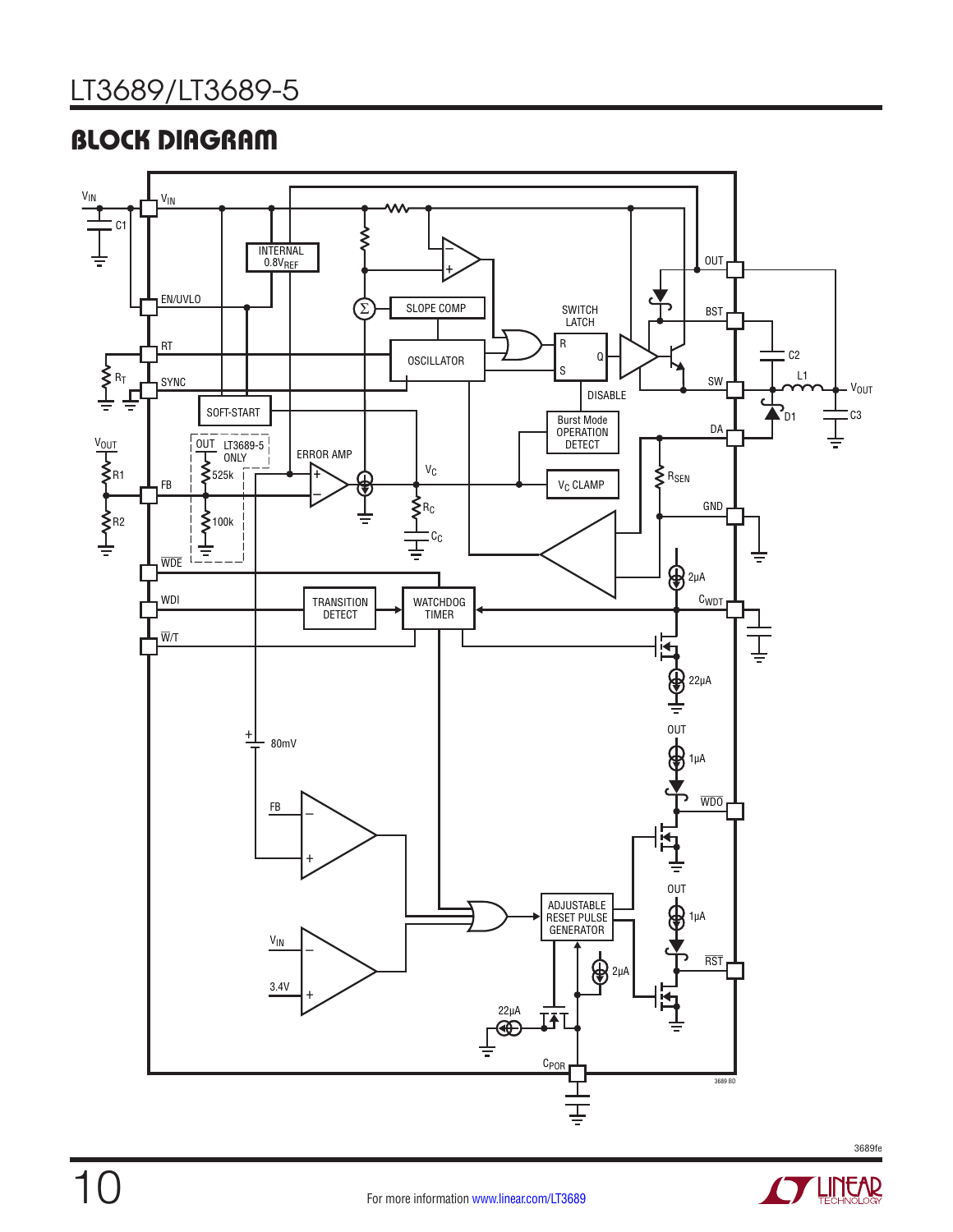## BLOCK DIAGRAM

$V_{IN}$ $V_{IN}$ C1 INTERNAL $0.8V_{REF}$ EN/UVLO RT $R_T$ SYNC SLOPE COMP OSCILLATOR SWITCH LATCH R S Q OUT BST SW DISABLE Burst Mode OPERATION DETECT DA C2 L1 $V_{OUT}$ D1 C3 SOFT-START $V_{OUT}$ R1 R2 FB OUT LT3689-5 ONLY 525k 100k ERROR AMP $V_C$ $R_C$ $C_C$ $V_C$ CLAMP $R_{SEN}$ GND $\overline{WDE}$ WDI TRANSITION DETECT WATCHDOG TIMER 2µA $C_{WDT}$ $\overline{W/T}$ 22µA OUT 1µA $\overline{WDO}$ 80mV FB $V_{IN}$ 3.4V ADJUSTABLE RESET PULSE GENERATOR OUT 1µA $\overline{RST}$ 2µA 22µA $C_{POR}$

3689 BD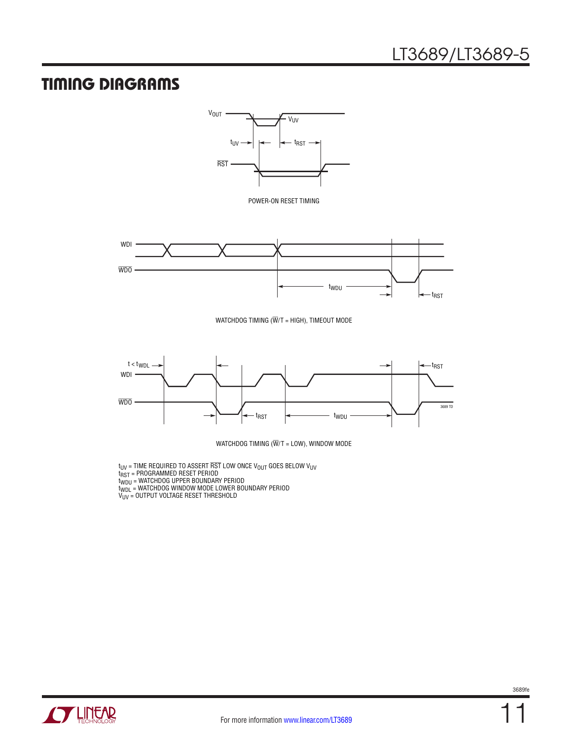## TIMING DIAGRAMS

POWER-ON RESET TIMING

WATCHDOG TIMING ($\overline{W}$/T = HIGH), TIMEOUT MODE

WATCHDOG TIMING ($\overline{W}$/T = LOW), WINDOW MODE

$t_{UV}$ = TIME REQUIRED TO ASSERT $\overline{RST}$ LOW ONCE $V_{OUT}$ GOES BELOW $V_{UV}$
$t_{RST}$ = PROGRAMMED RESET PERIOD
$t_{WDU}$ = WATCHDOG UPPER BOUNDARY PERIOD
$t_{WDL}$ = WATCHDOG WINDOW MODE LOWER BOUNDARY PERIOD
$V_{UV}$ = OUTPUT VOLTAGE RESET THRESHOLD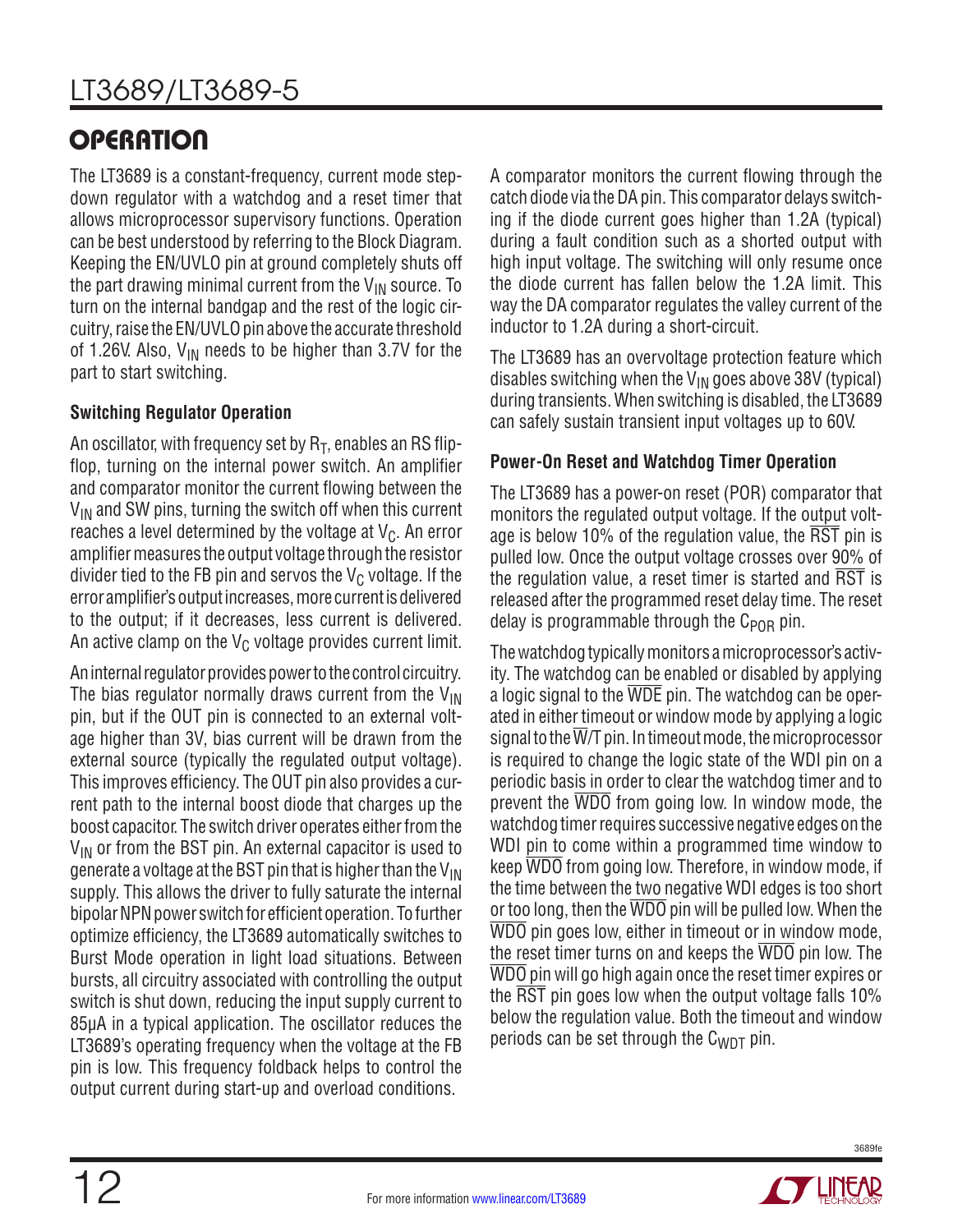## OPERATION

The LT3689 is a constant-frequency, current mode step-down regulator with a watchdog and a reset timer that allows microprocessor supervisory functions. Operation can be best understood by referring to the Block Diagram. Keeping the EN/UVLO pin at ground completely shuts off the part drawing minimal current from the $V_{IN}$ source. To turn on the internal bandgap and the rest of the logic circuitry, raise the EN/UVLO pin above the accurate threshold of 1.26V. Also, $V_{IN}$ needs to be higher than 3.7V for the part to start switching.

### Switching Regulator Operation

An oscillator, with frequency set by $R_T$, enables an RS flip-flop, turning on the internal power switch. An amplifier and comparator monitor the current flowing between the $V_{IN}$ and SW pins, turning the switch off when this current reaches a level determined by the voltage at $V_C$. An error amplifier measures the output voltage through the resistor divider tied to the FB pin and servos the $V_C$ voltage. If the error amplifier's output increases, more current is delivered to the output; if it decreases, less current is delivered. An active clamp on the $V_C$ voltage provides current limit.

An internal regulator provides power to the control circuitry. The bias regulator normally draws current from the $V_{IN}$ pin, but if the OUT pin is connected to an external voltage higher than 3V, bias current will be drawn from the external source (typically the regulated output voltage). This improves efficiency. The OUT pin also provides a current path to the internal boost diode that charges up the boost capacitor. The switch driver operates either from the $V_{IN}$ or from the BST pin. An external capacitor is used to generate a voltage at the BST pin that is higher than the $V_{IN}$ supply. This allows the driver to fully saturate the internal bipolar NPN power switch for efficient operation. To further optimize efficiency, the LT3689 automatically switches to Burst Mode operation in light load situations. Between bursts, all circuitry associated with controlling the output switch is shut down, reducing the input supply current to 85µA in a typical application. The oscillator reduces the LT3689's operating frequency when the voltage at the FB pin is low. This frequency foldback helps to control the output current during start-up and overload conditions.

A comparator monitors the current flowing through the catch diode via the DA pin. This comparator delays switching if the diode current goes higher than 1.2A (typical) during a fault condition such as a shorted output with high input voltage. The switching will only resume once the diode current has fallen below the 1.2A limit. This way the DA comparator regulates the valley current of the inductor to 1.2A during a short-circuit.

The LT3689 has an overvoltage protection feature which disables switching when the $V_{IN}$ goes above 38V (typical) during transients. When switching is disabled, the LT3689 can safely sustain transient input voltages up to 60V.

### Power-On Reset and Watchdog Timer Operation

The LT3689 has a power-on reset (POR) comparator that monitors the regulated output voltage. If the output voltage is below 10% of the regulation value, the $\overline{RST}$ pin is pulled low. Once the output voltage crosses over 90% of the regulation value, a reset timer is started and $\overline{RST}$ is released after the programmed reset delay time. The reset delay is programmable through the $C_{POR}$ pin.

The watchdog typically monitors a microprocessor's activity. The watchdog can be enabled or disabled by applying a logic signal to the $\overline{WDE}$ pin. The watchdog can be operated in either timeout or window mode by applying a logic signal to the $\overline{W}$/T pin. In timeout mode, the microprocessor is required to change the logic state of the WDI pin on a periodic basis in order to clear the watchdog timer and to prevent the $\overline{WDO}$ from going low. In window mode, the watchdog timer requires successive negative edges on the WDI pin to come within a programmed time window to keep $\overline{WDO}$ from going low. Therefore, in window mode, if the time between the two negative WDI edges is too short or too long, then the $\overline{WDO}$ pin will be pulled low. When the $\overline{WDO}$ pin goes low, either in timeout or in window mode, the reset timer turns on and keeps the $\overline{WDO}$ pin low. The $\overline{WDO}$ pin will go high again once the reset timer expires or the $\overline{RST}$ pin goes low when the output voltage falls 10% below the regulation value. Both the timeout and window periods can be set through the $C_{WDT}$ pin.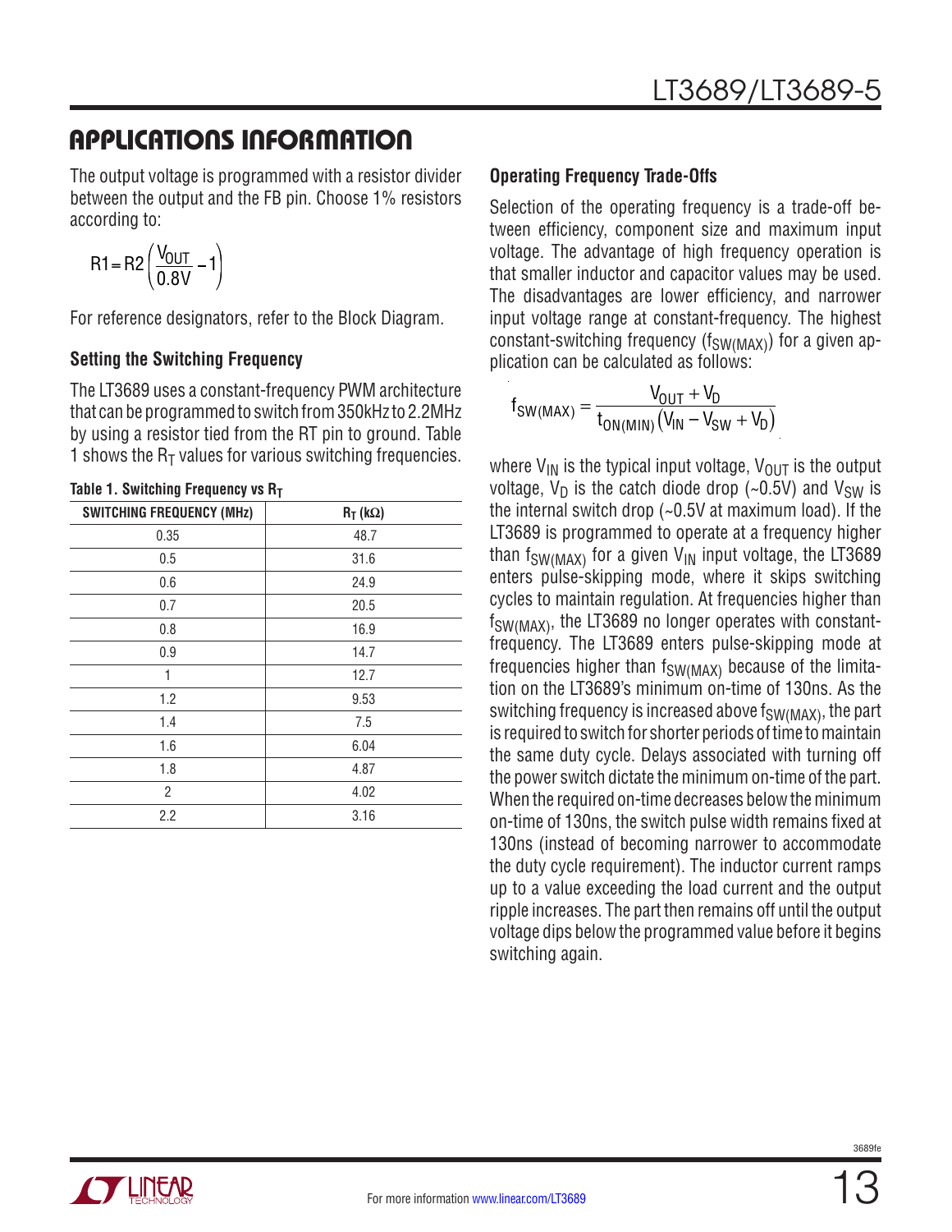## Applications Information

The output voltage is programmed with a resistor divider between the output and the FB pin. Choose 1% resistors according to:

$$R1 = R2\left(\frac{V_{OUT}}{0.8V} - 1\right)$$

For reference designators, refer to the Block Diagram.

### Setting the Switching Frequency

The LT3689 uses a constant-frequency PWM architecture that can be programmed to switch from 350kHz to 2.2MHz by using a resistor tied from the RT pin to ground. Table 1 shows the $R_T$ values for various switching frequencies.

**Table 1. Switching Frequency vs $R_T$**

| SWITCHING FREQUENCY (MHz) | $R_T$ (kΩ) |
|---|---|
| 0.35 | 48.7 |
| 0.5 | 31.6 |
| 0.6 | 24.9 |
| 0.7 | 20.5 |
| 0.8 | 16.9 |
| 0.9 | 14.7 |
| 1 | 12.7 |
| 1.2 | 9.53 |
| 1.4 | 7.5 |
| 1.6 | 6.04 |
| 1.8 | 4.87 |
| 2 | 4.02 |
| 2.2 | 3.16 |

### Operating Frequency Trade-Offs

Selection of the operating frequency is a trade-off between efficiency, component size and maximum input voltage. The advantage of high frequency operation is that smaller inductor and capacitor values may be used. The disadvantages are lower efficiency, and narrower input voltage range at constant-frequency. The highest constant-switching frequency ($f_{SW(MAX)}$) for a given application can be calculated as follows:

$$f_{SW(MAX)} = \frac{V_{OUT} + V_D}{t_{ON(MIN)}\left(V_{IN} - V_{SW} + V_D\right)}$$

where $V_{IN}$ is the typical input voltage, $V_{OUT}$ is the output voltage, $V_D$ is the catch diode drop (~0.5V) and $V_{SW}$ is the internal switch drop (~0.5V at maximum load). If the LT3689 is programmed to operate at a frequency higher than $f_{SW(MAX)}$ for a given $V_{IN}$ input voltage, the LT3689 enters pulse-skipping mode, where it skips switching cycles to maintain regulation. At frequencies higher than $f_{SW(MAX)}$, the LT3689 no longer operates with constant-frequency. The LT3689 enters pulse-skipping mode at frequencies higher than $f_{SW(MAX)}$ because of the limitation on the LT3689's minimum on-time of 130ns. As the switching frequency is increased above $f_{SW(MAX)}$, the part is required to switch for shorter periods of time to maintain the same duty cycle. Delays associated with turning off the power switch dictate the minimum on-time of the part. When the required on-time decreases below the minimum on-time of 130ns, the switch pulse width remains fixed at 130ns (instead of becoming narrower to accommodate the duty cycle requirement). The inductor current ramps up to a value exceeding the load current and the output ripple increases. The part then remains off until the output voltage dips below the programmed value before it begins switching again.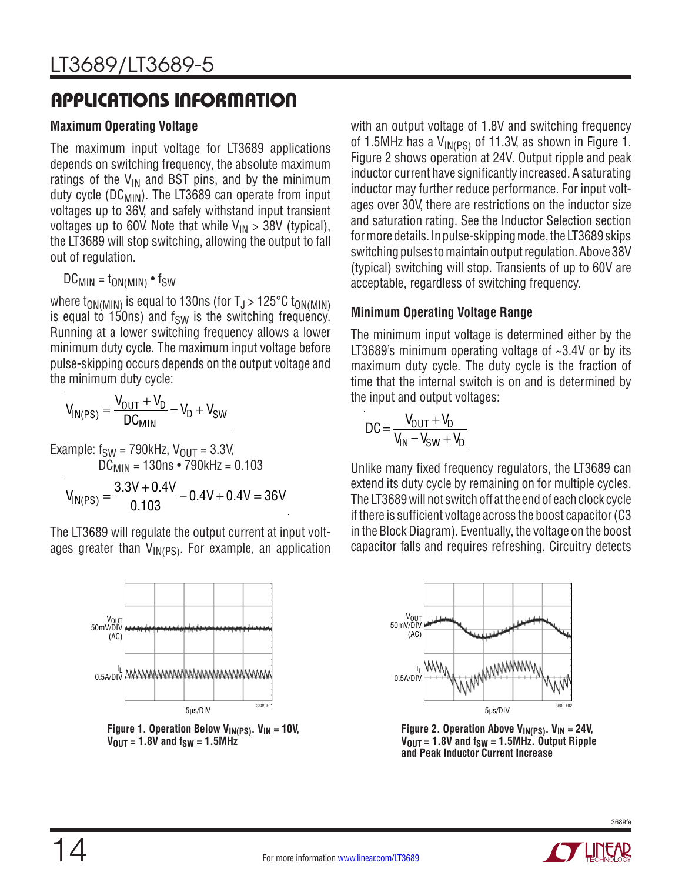## APPLICATIONS INFORMATION

### Maximum Operating Voltage

The maximum input voltage for LT3689 applications depends on switching frequency, the absolute maximum ratings of the $V_{IN}$ and BST pins, and by the minimum duty cycle ($DC_{MIN}$). The LT3689 can operate from input voltages up to 36V, and safely withstand input transient voltages up to 60V. Note that while $V_{IN}$ > 38V (typical), the LT3689 will stop switching, allowing the output to fall out of regulation.

$$DC_{MIN} = t_{ON(MIN)} \bullet f_{SW}$$

where $t_{ON(MIN)}$ is equal to 130ns (for $T_J > 125°C$ $t_{ON(MIN)}$ is equal to 150ns) and $f_{SW}$ is the switching frequency. Running at a lower switching frequency allows a lower minimum duty cycle. The maximum input voltage before pulse-skipping occurs depends on the output voltage and the minimum duty cycle:

$$V_{IN(PS)} = \frac{V_{OUT} + V_D}{DC_{MIN}} - V_D + V_{SW}$$

Example: $f_{SW}$ = 790kHz, $V_{OUT}$ = 3.3V,
$DC_{MIN}$ = 130ns • 790kHz = 0.103

$$V_{IN(PS)} = \frac{3.3V + 0.4V}{0.103} - 0.4V + 0.4V = 36V$$

The LT3689 will regulate the output current at input voltages greater than $V_{IN(PS)}$. For example, an application with an output voltage of 1.8V and switching frequency of 1.5MHz has a $V_{IN(PS)}$ of 11.3V, as shown in Figure 1. Figure 2 shows operation at 24V. Output ripple and peak inductor current have significantly increased. A saturating inductor may further reduce performance. For input voltages over 30V, there are restrictions on the inductor size and saturation rating. See the Inductor Selection section for more details. In pulse-skipping mode, the LT3689 skips switching pulses to maintain output regulation. Above 38V (typical) switching will stop. Transients of up to 60V are acceptable, regardless of switching frequency.

### Minimum Operating Voltage Range

The minimum input voltage is determined either by the LT3689's minimum operating voltage of ~3.4V or by its maximum duty cycle. The duty cycle is the fraction of time that the internal switch is on and is determined by the input and output voltages:

$$DC = \frac{V_{OUT} + V_D}{V_{IN} - V_{SW} + V_D}$$

Unlike many fixed frequency regulators, the LT3689 can extend its duty cycle by remaining on for multiple cycles. The LT3689 will not switch off at the end of each clock cycle if there is sufficient voltage across the boost capacitor (C3 in the Block Diagram). Eventually, the voltage on the boost capacitor falls and requires refreshing. Circuitry detects

**Figure 1. Operation Below $V_{IN(PS)}$. $V_{IN}$ = 10V, $V_{OUT}$ = 1.8V and $f_{SW}$ = 1.5MHz**

**Figure 2. Operation Above $V_{IN(PS)}$. $V_{IN}$ = 24V, $V_{OUT}$ = 1.8V and $f_{SW}$ = 1.5MHz. Output Ripple and Peak Inductor Current Increase**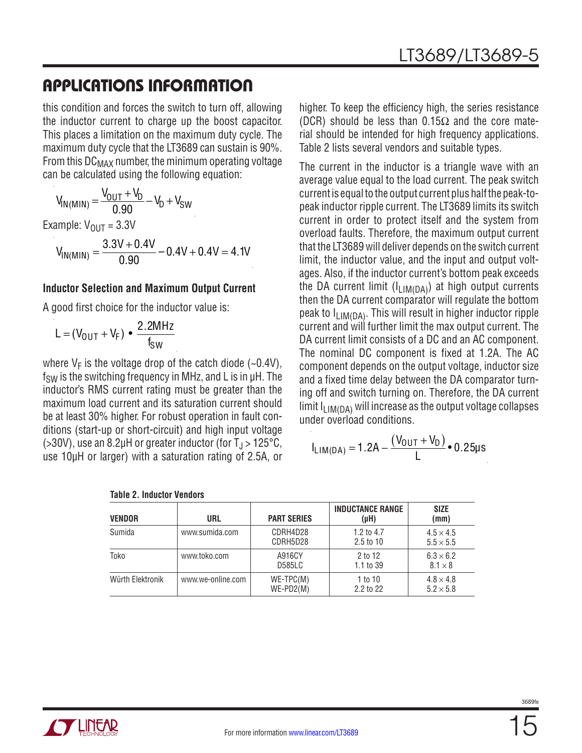## APPLICATIONS INFORMATION

this condition and forces the switch to turn off, allowing the inductor current to charge up the boost capacitor. This places a limitation on the maximum duty cycle. The maximum duty cycle that the LT3689 can sustain is 90%. From this $DC_{MAX}$ number, the minimum operating voltage can be calculated using the following equation:

$$V_{IN(MIN)} = \frac{V_{OUT} + V_D}{0.90} - V_D + V_{SW}$$

Example: $V_{OUT}$ = 3.3V

$$V_{IN(MIN)} = \frac{3.3V + 0.4V}{0.90} - 0.4V + 0.4V = 4.1V$$

### Inductor Selection and Maximum Output Current

A good first choice for the inductor value is:

$$L = (V_{OUT} + V_F) \bullet \frac{2.2MHz}{f_{SW}}$$

where $V_F$ is the voltage drop of the catch diode (~0.4V), $f_{SW}$ is the switching frequency in MHz, and L is in µH. The inductor's RMS current rating must be greater than the maximum load current and its saturation current should be at least 30% higher. For robust operation in fault conditions (start-up or short-circuit) and high input voltage (>30V), use an 8.2µH or greater inductor (for $T_J$ > 125°C, use 10µH or larger) with a saturation rating of 2.5A, or higher. To keep the efficiency high, the series resistance (DCR) should be less than 0.15Ω and the core material should be intended for high frequency applications. Table 2 lists several vendors and suitable types.

The current in the inductor is a triangle wave with an average value equal to the load current. The peak switch current is equal to the output current plus half the peak-to-peak inductor ripple current. The LT3689 limits its switch current in order to protect itself and the system from overload faults. Therefore, the maximum output current that the LT3689 will deliver depends on the switch current limit, the inductor value, and the input and output voltages. Also, if the inductor current's bottom peak exceeds the DA current limit ($I_{LIM(DA)}$) at high output currents then the DA current comparator will regulate the bottom peak to $I_{LIM(DA)}$. This will result in higher inductor ripple current and will further limit the max output current. The DA current limit consists of a DC and an AC component. The nominal DC component is fixed at 1.2A. The AC component depends on the output voltage, inductor size and a fixed time delay between the DA comparator turning off and switch turning on. Therefore, the DA current limit $I_{LIM(DA)}$ will increase as the output voltage collapses under overload conditions.

$$I_{LIM(DA)} = 1.2A - \frac{(V_{OUT} + V_D)}{L} \bullet 0.25\mu s$$

**Table 2. Inductor Vendors**

| VENDOR | URL | PART SERIES | INDUCTANCE RANGE (µH) | SIZE (mm) |
|---|---|---|---|---|
| Sumida | www.sumida.com | CDRH4D28<br>CDRH5D28 | 1.2 to 4.7<br>2.5 to 10 | 4.5 × 4.5<br>5.5 × 5.5 |
| Toko | www.toko.com | A916CY<br>D585LC | 2 to 12<br>1.1 to 39 | 6.3 × 6.2<br>8.1 × 8 |
| Würth Elektronik | www.we-online.com | WE-TPC(M)<br>WE-PD2(M) | 1 to 10<br>2.2 to 22 | 4.8 × 4.8<br>5.2 × 5.8 |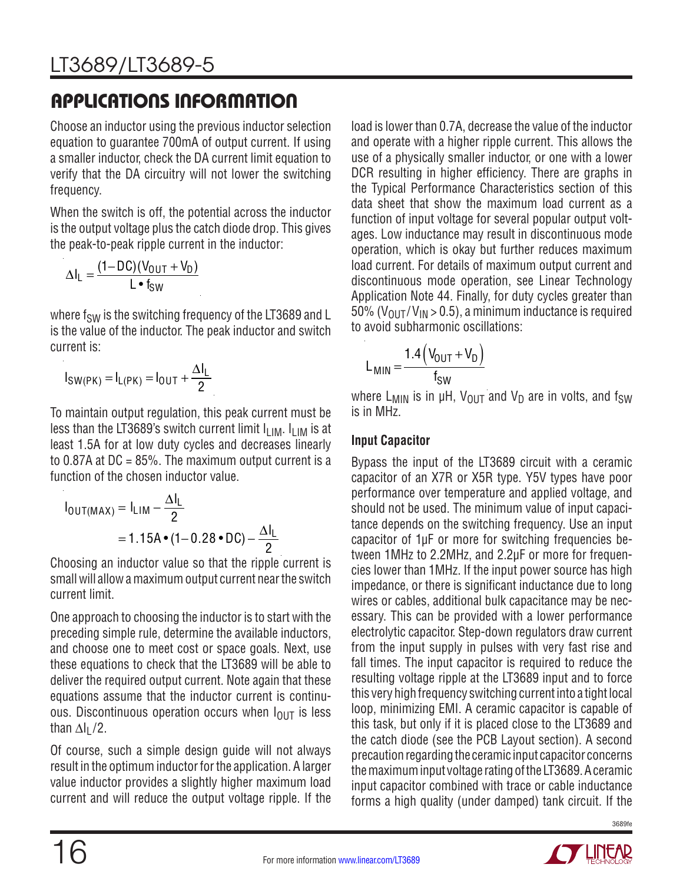## APPLICATIONS INFORMATION

Choose an inductor using the previous inductor selection equation to guarantee 700mA of output current. If using a smaller inductor, check the DA current limit equation to verify that the DA circuitry will not lower the switching frequency.

When the switch is off, the potential across the inductor is the output voltage plus the catch diode drop. This gives the peak-to-peak ripple current in the inductor:

$$\Delta I_L = \frac{(1-DC)(V_{OUT}+V_D)}{L \bullet f_{SW}}$$

where $f_{SW}$ is the switching frequency of the LT3689 and L is the value of the inductor. The peak inductor and switch current is:

$$I_{SW(PK)} = I_{L(PK)} = I_{OUT} + \frac{\Delta I_L}{2}$$

To maintain output regulation, this peak current must be less than the LT3689's switch current limit $I_{LIM}$. $I_{LIM}$ is at least 1.5A for at low duty cycles and decreases linearly to 0.87A at DC = 85%. The maximum output current is a function of the chosen inductor value.

$$I_{OUT(MAX)} = I_{LIM} - \frac{\Delta I_L}{2}$$
$$= 1.15A \bullet (1-0.28 \bullet DC) - \frac{\Delta I_L}{2}$$

Choosing an inductor value so that the ripple current is small will allow a maximum output current near the switch current limit.

One approach to choosing the inductor is to start with the preceding simple rule, determine the available inductors, and choose one to meet cost or space goals. Next, use these equations to check that the LT3689 will be able to deliver the required output current. Note again that these equations assume that the inductor current is continuous. Discontinuous operation occurs when $I_{OUT}$ is less than $\Delta I_L/2$.

Of course, such a simple design guide will not always result in the optimum inductor for the application. A larger value inductor provides a slightly higher maximum load current and will reduce the output voltage ripple. If the load is lower than 0.7A, decrease the value of the inductor and operate with a higher ripple current. This allows the use of a physically smaller inductor, or one with a lower DCR resulting in higher efficiency. There are graphs in the Typical Performance Characteristics section of this data sheet that show the maximum load current as a function of input voltage for several popular output voltages. Low inductance may result in discontinuous mode operation, which is okay but further reduces maximum load current. For details of maximum output current and discontinuous mode operation, see Linear Technology Application Note 44. Finally, for duty cycles greater than 50% ($V_{OUT}/V_{IN} > 0.5$), a minimum inductance is required to avoid subharmonic oscillations:

$$L_{MIN} = \frac{1.4\left(V_{OUT}+V_D\right)}{f_{SW}}$$

where $L_{MIN}$ is in µH, $V_{OUT}$ and $V_D$ are in volts, and $f_{SW}$ is in MHz.

### Input Capacitor

Bypass the input of the LT3689 circuit with a ceramic capacitor of an X7R or X5R type. Y5V types have poor performance over temperature and applied voltage, and should not be used. The minimum value of input capacitance depends on the switching frequency. Use an input capacitor of 1µF or more for switching frequencies between 1MHz to 2.2MHz, and 2.2µF or more for frequencies lower than 1MHz. If the input power source has high impedance, or there is significant inductance due to long wires or cables, additional bulk capacitance may be necessary. This can be provided with a lower performance electrolytic capacitor. Step-down regulators draw current from the input supply in pulses with very fast rise and fall times. The input capacitor is required to reduce the resulting voltage ripple at the LT3689 input and to force this very high frequency switching current into a tight local loop, minimizing EMI. A ceramic capacitor is capable of this task, but only if it is placed close to the LT3689 and the catch diode (see the PCB Layout section). A second precaution regarding the ceramic input capacitor concerns the maximum input voltage rating of the LT3689. A ceramic input capacitor combined with trace or cable inductance forms a high quality (under damped) tank circuit. If the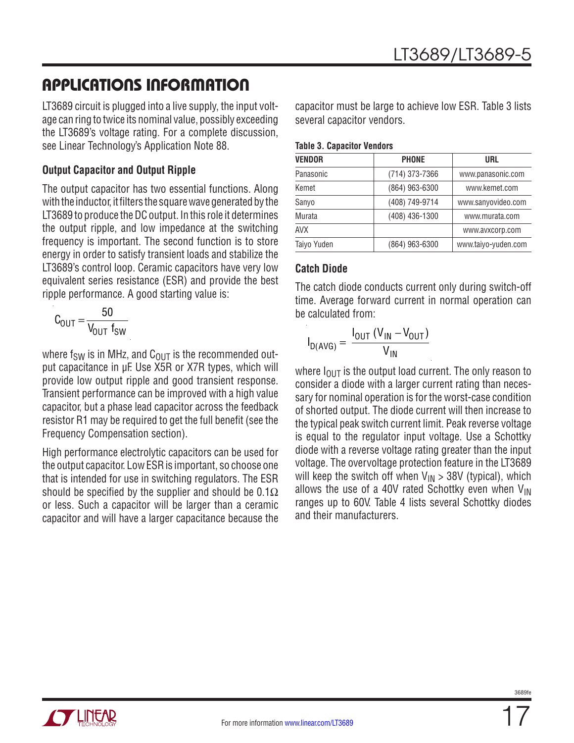## APPLICATIONS INFORMATION

LT3689 circuit is plugged into a live supply, the input voltage can ring to twice its nominal value, possibly exceeding the LT3689's voltage rating. For a complete discussion, see Linear Technology's Application Note 88.

### Output Capacitor and Output Ripple

The output capacitor has two essential functions. Along with the inductor, it filters the square wave generated by the LT3689 to produce the DC output. In this role it determines the output ripple, and low impedance at the switching frequency is important. The second function is to store energy in order to satisfy transient loads and stabilize the LT3689's control loop. Ceramic capacitors have very low equivalent series resistance (ESR) and provide the best ripple performance. A good starting value is:

$$C_{OUT} = \frac{50}{V_{OUT}\ f_{SW}}$$

where $f_{SW}$ is in MHz, and $C_{OUT}$ is the recommended output capacitance in µF. Use X5R or X7R types, which will provide low output ripple and good transient response. Transient performance can be improved with a high value capacitor, but a phase lead capacitor across the feedback resistor R1 may be required to get the full benefit (see the Frequency Compensation section).

High performance electrolytic capacitors can be used for the output capacitor. Low ESR is important, so choose one that is intended for use in switching regulators. The ESR should be specified by the supplier and should be 0.1Ω or less. Such a capacitor will be larger than a ceramic capacitor and will have a larger capacitance because the capacitor must be large to achieve low ESR. Table 3 lists several capacitor vendors.

**Table 3. Capacitor Vendors**

| VENDOR | PHONE | URL |
|---|---|---|
| Panasonic | (714) 373-7366 | www.panasonic.com |
| Kemet | (864) 963-6300 | www.kemet.com |
| Sanyo | (408) 749-9714 | www.sanyovideo.com |
| Murata | (408) 436-1300 | www.murata.com |
| AVX | | www.avxcorp.com |
| Taiyo Yuden | (864) 963-6300 | www.taiyo-yuden.com |

### Catch Diode

The catch diode conducts current only during switch-off time. Average forward current in normal operation can be calculated from:

$$I_{D(AVG)} = \frac{I_{OUT}\,(V_{IN} - V_{OUT})}{V_{IN}}$$

where $I_{OUT}$ is the output load current. The only reason to consider a diode with a larger current rating than necessary for nominal operation is for the worst-case condition of shorted output. The diode current will then increase to the typical peak switch current limit. Peak reverse voltage is equal to the regulator input voltage. Use a Schottky diode with a reverse voltage rating greater than the input voltage. The overvoltage protection feature in the LT3689 will keep the switch off when $V_{IN} > 38V$ (typical), which allows the use of a 40V rated Schottky even when $V_{IN}$ ranges up to 60V. Table 4 lists several Schottky diodes and their manufacturers.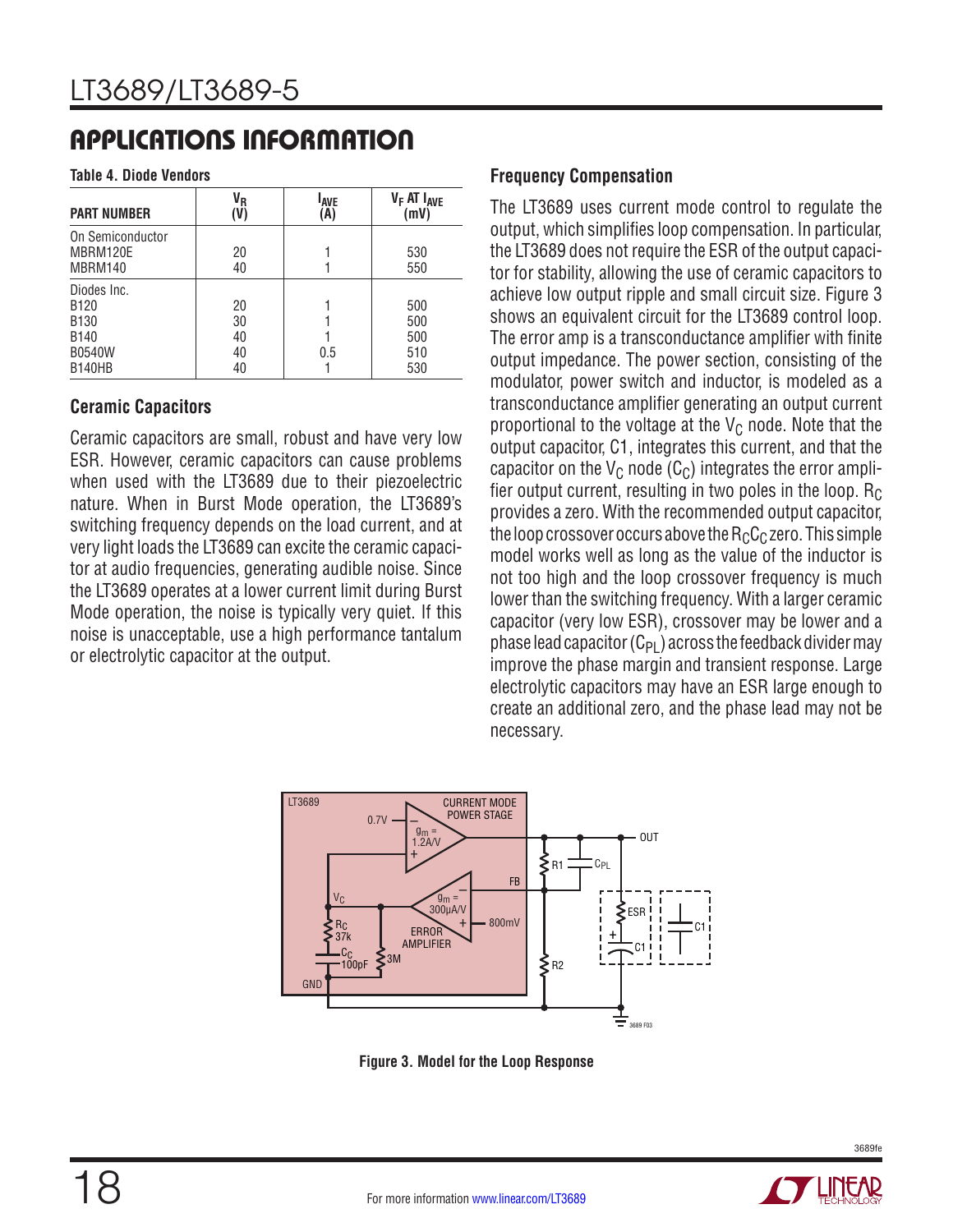## APPLICATIONS INFORMATION

**Table 4. Diode Vendors**

| PART NUMBER | $V_R$ (V) | $I_{AVE}$ (A) | $V_F$ AT $I_{AVE}$ (mV) |
|---|---|---|---|
| On Semiconductor | | | |
| MBRM120E | 20 | 1 | 530 |
| MBRM140 | 40 | 1 | 550 |
| Diodes Inc. | | | |
| B120 | 20 | 1 | 500 |
| B130 | 30 | 1 | 500 |
| B140 | 40 | 1 | 500 |
| B0540W | 40 | 0.5 | 510 |
| B140HB | 40 | 1 | 530 |

### Ceramic Capacitors

Ceramic capacitors are small, robust and have very low ESR. However, ceramic capacitors can cause problems when used with the LT3689 due to their piezoelectric nature. When in Burst Mode operation, the LT3689's switching frequency depends on the load current, and at very light loads the LT3689 can excite the ceramic capacitor at audio frequencies, generating audible noise. Since the LT3689 operates at a lower current limit during Burst Mode operation, the noise is typically very quiet. If this noise is unacceptable, use a high performance tantalum or electrolytic capacitor at the output.

### Frequency Compensation

The LT3689 uses current mode control to regulate the output, which simplifies loop compensation. In particular, the LT3689 does not require the ESR of the output capacitor for stability, allowing the use of ceramic capacitors to achieve low output ripple and small circuit size. Figure 3 shows an equivalent circuit for the LT3689 control loop. The error amp is a transconductance amplifier with finite output impedance. The power section, consisting of the modulator, power switch and inductor, is modeled as a transconductance amplifier generating an output current proportional to the voltage at the $V_C$ node. Note that the output capacitor, C1, integrates this current, and that the capacitor on the $V_C$ node ($C_C$) integrates the error amplifier output current, resulting in two poles in the loop. $R_C$ provides a zero. With the recommended output capacitor, the loop crossover occurs above the $R_CC_C$ zero. This simple model works well as long as the value of the inductor is not too high and the loop crossover frequency is much lower than the switching frequency. With a larger ceramic capacitor (very low ESR), crossover may be lower and a phase lead capacitor ($C_{PL}$) across the feedback divider may improve the phase margin and transient response. Large electrolytic capacitors may have an ESR large enough to create an additional zero, and the phase lead may not be necessary.

**Figure 3. Model for the Loop Response**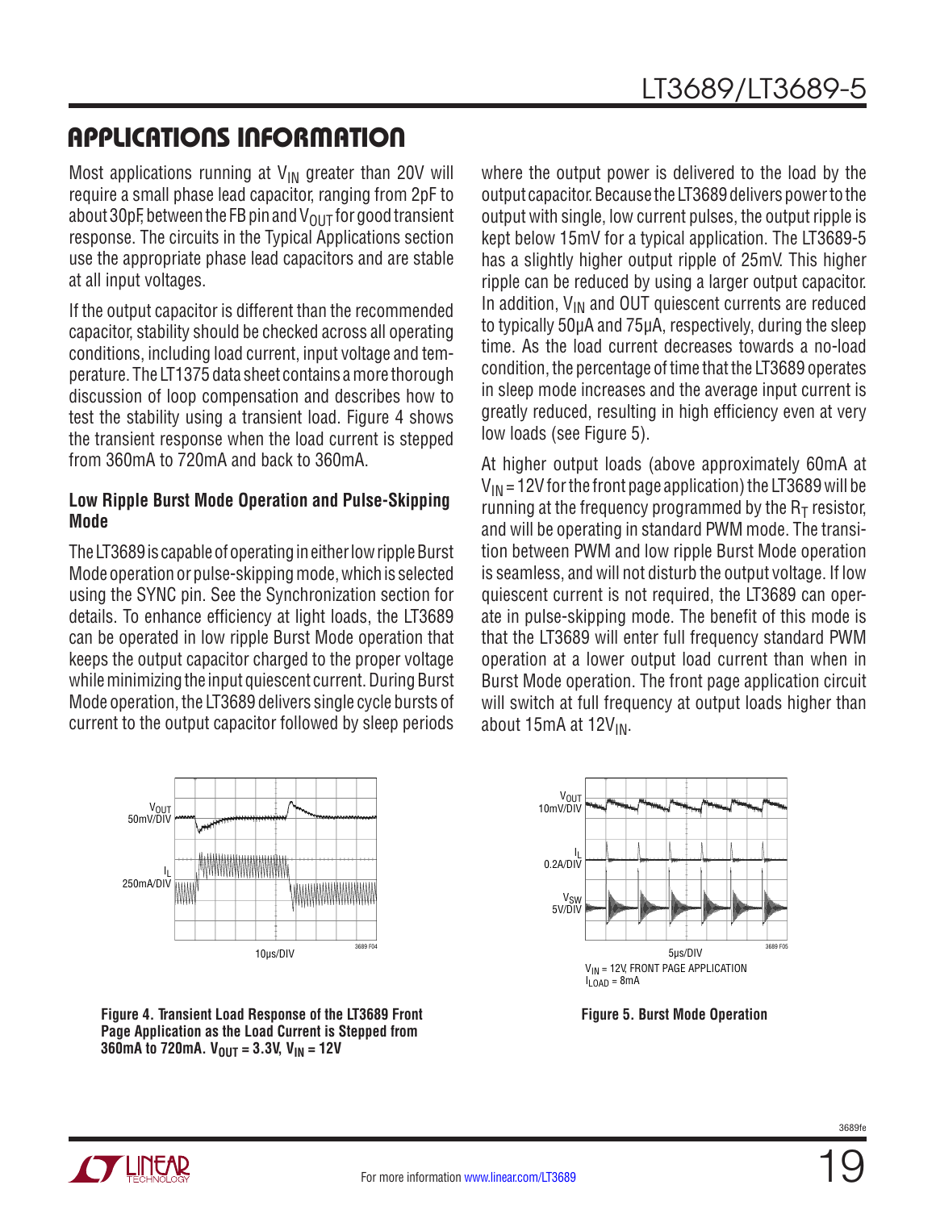## APPLICATIONS INFORMATION

Most applications running at $V_{IN}$ greater than 20V will require a small phase lead capacitor, ranging from 2pF to about 30pF, between the FB pin and $V_{OUT}$ for good transient response. The circuits in the Typical Applications section use the appropriate phase lead capacitors and are stable at all input voltages.

If the output capacitor is different than the recommended capacitor, stability should be checked across all operating conditions, including load current, input voltage and temperature. The LT1375 data sheet contains a more thorough discussion of loop compensation and describes how to test the stability using a transient load. Figure 4 shows the transient response when the load current is stepped from 360mA to 720mA and back to 360mA.

### Low Ripple Burst Mode Operation and Pulse-Skipping Mode

The LT3689 is capable of operating in either low ripple Burst Mode operation or pulse-skipping mode, which is selected using the SYNC pin. See the Synchronization section for details. To enhance efficiency at light loads, the LT3689 can be operated in low ripple Burst Mode operation that keeps the output capacitor charged to the proper voltage while minimizing the input quiescent current. During Burst Mode operation, the LT3689 delivers single cycle bursts of current to the output capacitor followed by sleep periods where the output power is delivered to the load by the output capacitor. Because the LT3689 delivers power to the output with single, low current pulses, the output ripple is kept below 15mV for a typical application. The LT3689-5 has a slightly higher output ripple of 25mV. This higher ripple can be reduced by using a larger output capacitor. In addition, $V_{IN}$ and OUT quiescent currents are reduced to typically 50µA and 75µA, respectively, during the sleep time. As the load current decreases towards a no-load condition, the percentage of time that the LT3689 operates in sleep mode increases and the average input current is greatly reduced, resulting in high efficiency even at very low loads (see Figure 5).

At higher output loads (above approximately 60mA at $V_{IN}$ = 12V for the front page application) the LT3689 will be running at the frequency programmed by the $R_T$ resistor, and will be operating in standard PWM mode. The transition between PWM and low ripple Burst Mode operation is seamless, and will not disturb the output voltage. If low quiescent current is not required, the LT3689 can operate in pulse-skipping mode. The benefit of this mode is that the LT3689 will enter full frequency standard PWM operation at a lower output load current than when in Burst Mode operation. The front page application circuit will switch at full frequency at output loads higher than about 15mA at $12V_{IN}$.

$V_{OUT}$ 50mV/DIV; $I_L$ 250mA/DIV; 10µs/DIV

**Figure 4. Transient Load Response of the LT3689 Front Page Application as the Load Current is Stepped from 360mA to 720mA. $V_{OUT}$ = 3.3V, $V_{IN}$ = 12V**

$V_{OUT}$ 10mV/DIV; $I_L$ 0.2A/DIV; $V_{SW}$ 5V/DIV; 5µs/DIV

$V_{IN}$ = 12V, FRONT PAGE APPLICATION
$I_{LOAD}$ = 8mA

**Figure 5. Burst Mode Operation**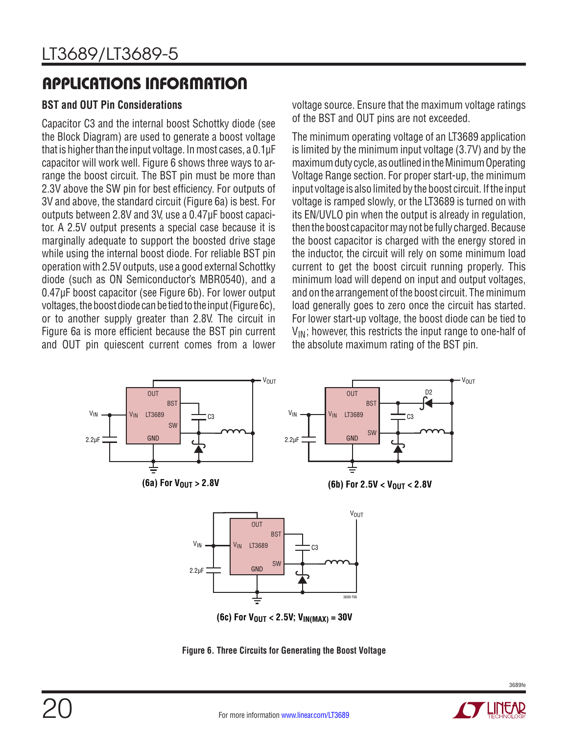## APPLICATIONS INFORMATION

### BST and OUT Pin Considerations

Capacitor C3 and the internal boost Schottky diode (see the Block Diagram) are used to generate a boost voltage that is higher than the input voltage. In most cases, a 0.1µF capacitor will work well. Figure 6 shows three ways to arrange the boost circuit. The BST pin must be more than 2.3V above the SW pin for best efficiency. For outputs of 3V and above, the standard circuit (Figure 6a) is best. For outputs between 2.8V and 3V, use a 0.47µF boost capacitor. A 2.5V output presents a special case because it is marginally adequate to support the boosted drive stage while using the internal boost diode. For reliable BST pin operation with 2.5V outputs, use a good external Schottky diode (such as ON Semiconductor's MBR0540), and a 0.47µF boost capacitor (see Figure 6b). For lower output voltages, the boost diode can be tied to the input (Figure 6c), or to another supply greater than 2.8V. The circuit in Figure 6a is more efficient because the BST pin current and OUT pin quiescent current comes from a lower voltage source. Ensure that the maximum voltage ratings of the BST and OUT pins are not exceeded.

The minimum operating voltage of an LT3689 application is limited by the minimum input voltage (3.7V) and by the maximum duty cycle, as outlined in the Minimum Operating Voltage Range section. For proper start-up, the minimum input voltage is also limited by the boost circuit. If the input voltage is ramped slowly, or the LT3689 is turned on with its EN/UVLO pin when the output is already in regulation, then the boost capacitor may not be fully charged. Because the boost capacitor is charged with the energy stored in the inductor, the circuit will rely on some minimum load current to get the boost circuit running properly. This minimum load will depend on input and output voltages, and on the arrangement of the boost circuit. The minimum load generally goes to zero once the circuit has started. For lower start-up voltage, the boost diode can be tied to $V_{IN}$; however, this restricts the input range to one-half of the absolute maximum rating of the BST pin.

(6a) For $V_{OUT}$ > 2.8V

(6b) For 2.5V < $V_{OUT}$ < 2.8V

(6c) For $V_{OUT}$ < 2.5V; $V_{IN(MAX)}$ = 30V

Figure 6. Three Circuits for Generating the Boost Voltage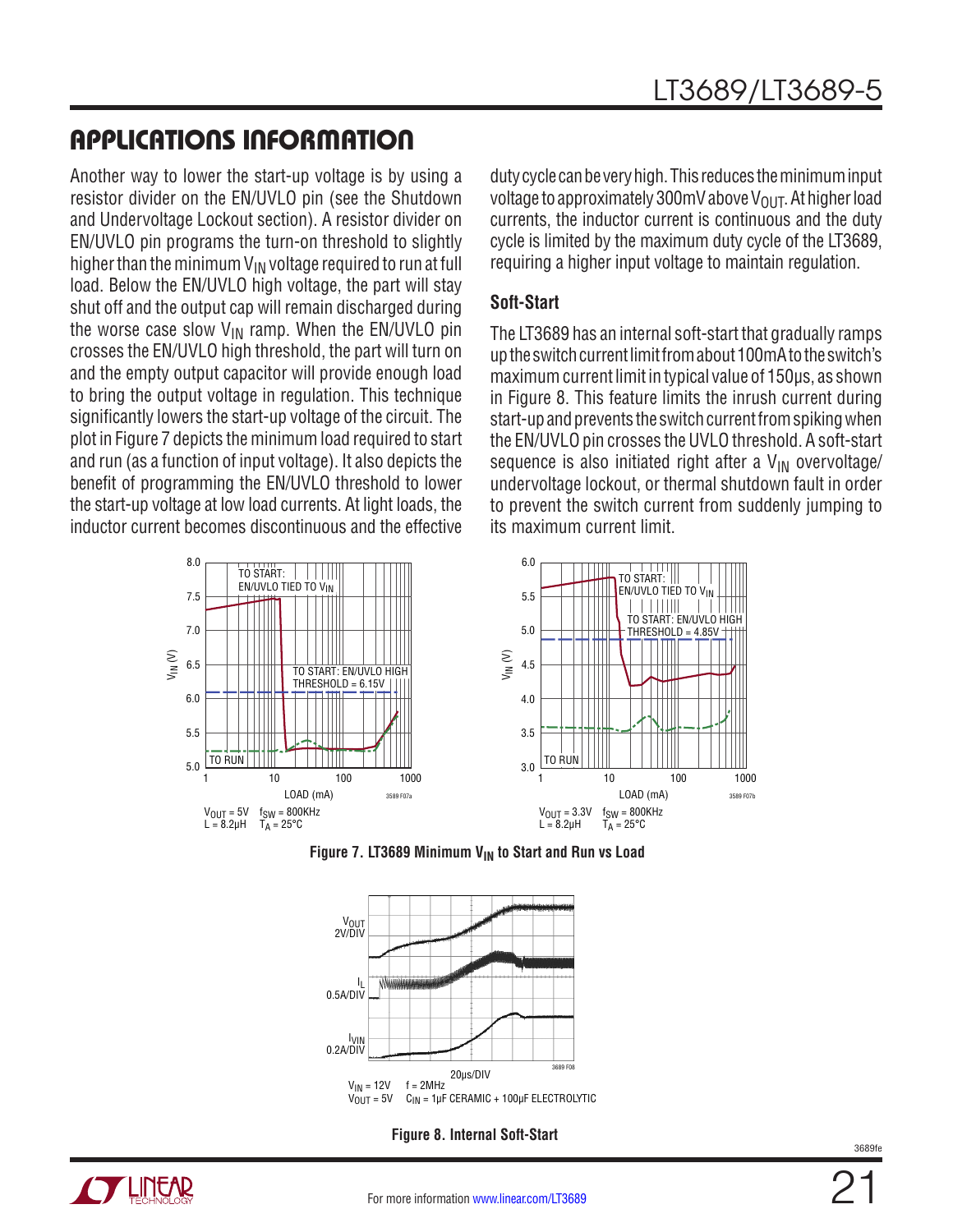## APPLICATIONS INFORMATION

Another way to lower the start-up voltage is by using a resistor divider on the EN/UVLO pin (see the Shutdown and Undervoltage Lockout section). A resistor divider on EN/UVLO pin programs the turn-on threshold to slightly higher than the minimum $V_{IN}$ voltage required to run at full load. Below the EN/UVLO high voltage, the part will stay shut off and the output cap will remain discharged during the worse case slow $V_{IN}$ ramp. When the EN/UVLO pin crosses the EN/UVLO high threshold, the part will turn on and the empty output capacitor will provide enough load to bring the output voltage in regulation. This technique significantly lowers the start-up voltage of the circuit. The plot in Figure 7 depicts the minimum load required to start and run (as a function of input voltage). It also depicts the benefit of programming the EN/UVLO threshold to lower the start-up voltage at low load currents. At light loads, the inductor current becomes discontinuous and the effective duty cycle can be very high. This reduces the minimum input voltage to approximately 300mV above $V_{OUT}$. At higher load currents, the inductor current is continuous and the duty cycle is limited by the maximum duty cycle of the LT3689, requiring a higher input voltage to maintain regulation.

### Soft-Start

The LT3689 has an internal soft-start that gradually ramps up the switch current limit from about 100mA to the switch's maximum current limit in typical value of 150µs, as shown in Figure 8. This feature limits the inrush current during start-up and prevents the switch current from spiking when the EN/UVLO pin crosses the UVLO threshold. A soft-start sequence is also initiated right after a $V_{IN}$ overvoltage/undervoltage lockout, or thermal shutdown fault in order to prevent the switch current from suddenly jumping to its maximum current limit.

Figure 7. LT3689 Minimum $V_{IN}$ to Start and Run vs Load

Figure 8. Internal Soft-Start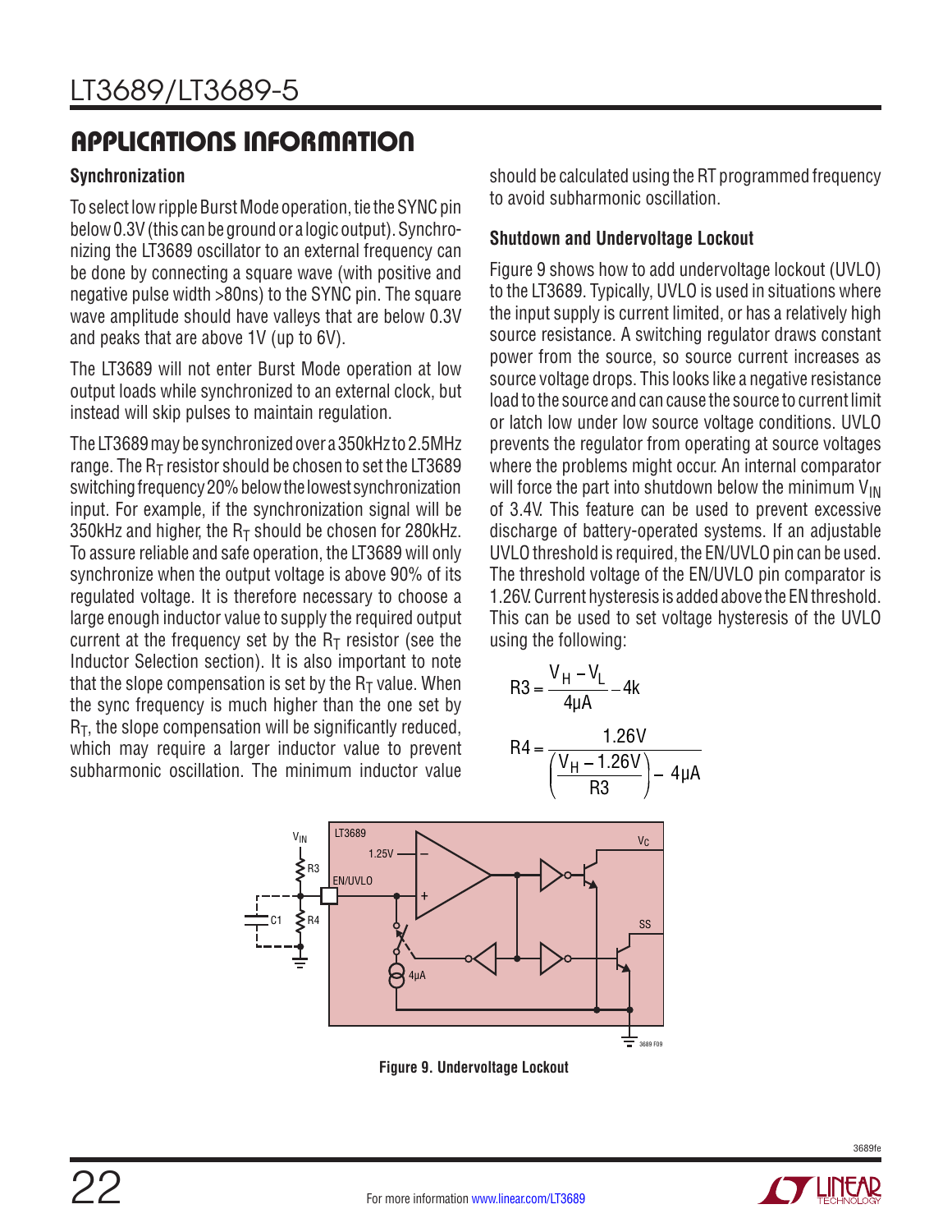## APPLICATIONS INFORMATION

### Synchronization

To select low ripple Burst Mode operation, tie the SYNC pin below 0.3V (this can be ground or a logic output). Synchronizing the LT3689 oscillator to an external frequency can be done by connecting a square wave (with positive and negative pulse width >80ns) to the SYNC pin. The square wave amplitude should have valleys that are below 0.3V and peaks that are above 1V (up to 6V).

The LT3689 will not enter Burst Mode operation at low output loads while synchronized to an external clock, but instead will skip pulses to maintain regulation.

The LT3689 may be synchronized over a 350kHz to 2.5MHz range. The $R_T$ resistor should be chosen to set the LT3689 switching frequency 20% below the lowest synchronization input. For example, if the synchronization signal will be 350kHz and higher, the $R_T$ should be chosen for 280kHz. To assure reliable and safe operation, the LT3689 will only synchronize when the output voltage is above 90% of its regulated voltage. It is therefore necessary to choose a large enough inductor value to supply the required output current at the frequency set by the $R_T$ resistor (see the Inductor Selection section). It is also important to note that the slope compensation is set by the $R_T$ value. When the sync frequency is much higher than the one set by $R_T$, the slope compensation will be significantly reduced, which may require a larger inductor value to prevent subharmonic oscillation. The minimum inductor value should be calculated using the RT programmed frequency to avoid subharmonic oscillation.

### Shutdown and Undervoltage Lockout

Figure 9 shows how to add undervoltage lockout (UVLO) to the LT3689. Typically, UVLO is used in situations where the input supply is current limited, or has a relatively high source resistance. A switching regulator draws constant power from the source, so source current increases as source voltage drops. This looks like a negative resistance load to the source and can cause the source to current limit or latch low under low source voltage conditions. UVLO prevents the regulator from operating at source voltages where the problems might occur. An internal comparator will force the part into shutdown below the minimum $V_{IN}$ of 3.4V. This feature can be used to prevent excessive discharge of battery-operated systems. If an adjustable UVLO threshold is required, the EN/UVLO pin can be used. The threshold voltage of the EN/UVLO pin comparator is 1.26V. Current hysteresis is added above the EN threshold. This can be used to set voltage hysteresis of the UVLO using the following:

$$R3 = \frac{V_H - V_L}{4\mu A} - 4k$$

$$R4 = \frac{1.26V}{\left(\frac{V_H - 1.26V}{R3}\right) - 4\mu A}$$

**Figure 9. Undervoltage Lockout**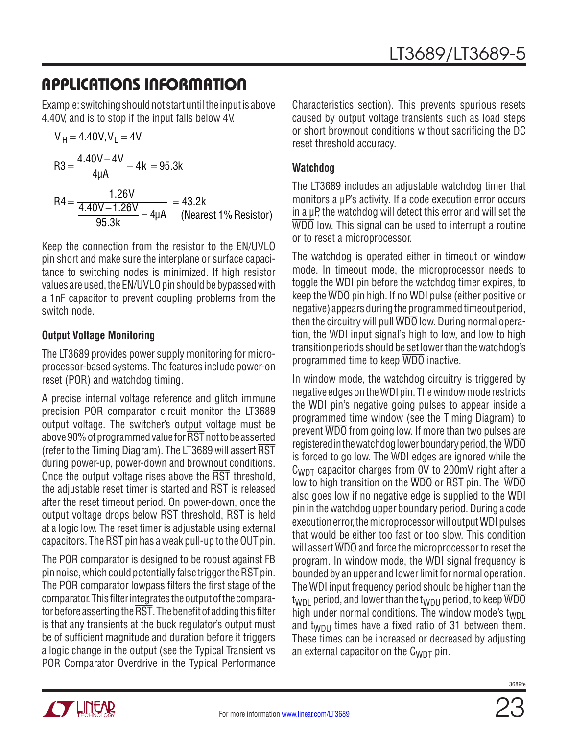## APPLICATIONS INFORMATION

Example: switching should not start until the input is above 4.40V, and is to stop if the input falls below 4V.

$$V_H = 4.40V, V_L = 4V$$

$$R3 = \frac{4.40V - 4V}{4\mu A} - 4k = 95.3k$$

$$R4 = \frac{1.26V}{\frac{4.40V - 1.26V}{95.3k} - 4\mu A} = 43.2k \quad \text{(Nearest 1\% Resistor)}$$

Keep the connection from the resistor to the EN/UVLO pin short and make sure the interplane or surface capacitance to switching nodes is minimized. If high resistor values are used, the EN/UVLO pin should be bypassed with a 1nF capacitor to prevent coupling problems from the switch node.

### Output Voltage Monitoring

The LT3689 provides power supply monitoring for microprocessor-based systems. The features include power-on reset (POR) and watchdog timing.

A precise internal voltage reference and glitch immune precision POR comparator circuit monitor the LT3689 output voltage. The switcher's output voltage must be above 90% of programmed value for $\overline{RST}$ not to be asserted (refer to the Timing Diagram). The LT3689 will assert $\overline{RST}$ during power-up, power-down and brownout conditions. Once the output voltage rises above the $\overline{RST}$ threshold, the adjustable reset timer is started and $\overline{RST}$ is released after the reset timeout period. On power-down, once the output voltage drops below $\overline{RST}$ threshold, $\overline{RST}$ is held at a logic low. The reset timer is adjustable using external capacitors. The $\overline{RST}$ pin has a weak pull-up to the OUT pin.

The POR comparator is designed to be robust against FB pin noise, which could potentially false trigger the $\overline{RST}$ pin. The POR comparator lowpass filters the first stage of the comparator. This filter integrates the output of the comparator before asserting the $\overline{RST}$. The benefit of adding this filter is that any transients at the buck regulator's output must be of sufficient magnitude and duration before it triggers a logic change in the output (see the Typical Transient vs POR Comparator Overdrive in the Typical Performance Characteristics section). This prevents spurious resets caused by output voltage transients such as load steps or short brownout conditions without sacrificing the DC reset threshold accuracy.

### Watchdog

The LT3689 includes an adjustable watchdog timer that monitors a µP's activity. If a code execution error occurs in a µP, the watchdog will detect this error and will set the $\overline{WDO}$ low. This signal can be used to interrupt a routine or to reset a microprocessor.

The watchdog is operated either in timeout or window mode. In timeout mode, the microprocessor needs to toggle the WDI pin before the watchdog timer expires, to keep the $\overline{WDO}$ pin high. If no WDI pulse (either positive or negative) appears during the programmed timeout period, then the circuitry will pull $\overline{WDO}$ low. During normal operation, the WDI input signal's high to low, and low to high transition periods should be set lower than the watchdog's programmed time to keep $\overline{WDO}$ inactive.

In window mode, the watchdog circuitry is triggered by negative edges on the WDI pin. The window mode restricts the WDI pin's negative going pulses to appear inside a programmed time window (see the Timing Diagram) to prevent $\overline{WDO}$ from going low. If more than two pulses are registered in the watchdog lower boundary period, the $\overline{WDO}$ is forced to go low. The WDI edges are ignored while the $C_{WDT}$ capacitor charges from 0V to 200mV right after a low to high transition on the $\overline{WDO}$ or $\overline{RST}$ pin. The $\overline{WDO}$ also goes low if no negative edge is supplied to the WDI pin in the watchdog upper boundary period. During a code execution error, the microprocessor will output WDI pulses that would be either too fast or too slow. This condition will assert $\overline{WDO}$ and force the microprocessor to reset the program. In window mode, the WDI signal frequency is bounded by an upper and lower limit for normal operation. The WDI input frequency period should be higher than the $t_{WDL}$ period, and lower than the $t_{WDU}$ period, to keep $\overline{WDO}$ high under normal conditions. The window mode's $t_{WDL}$ and $t_{WDU}$ times have a fixed ratio of 31 between them. These times can be increased or decreased by adjusting an external capacitor on the $C_{WDT}$ pin.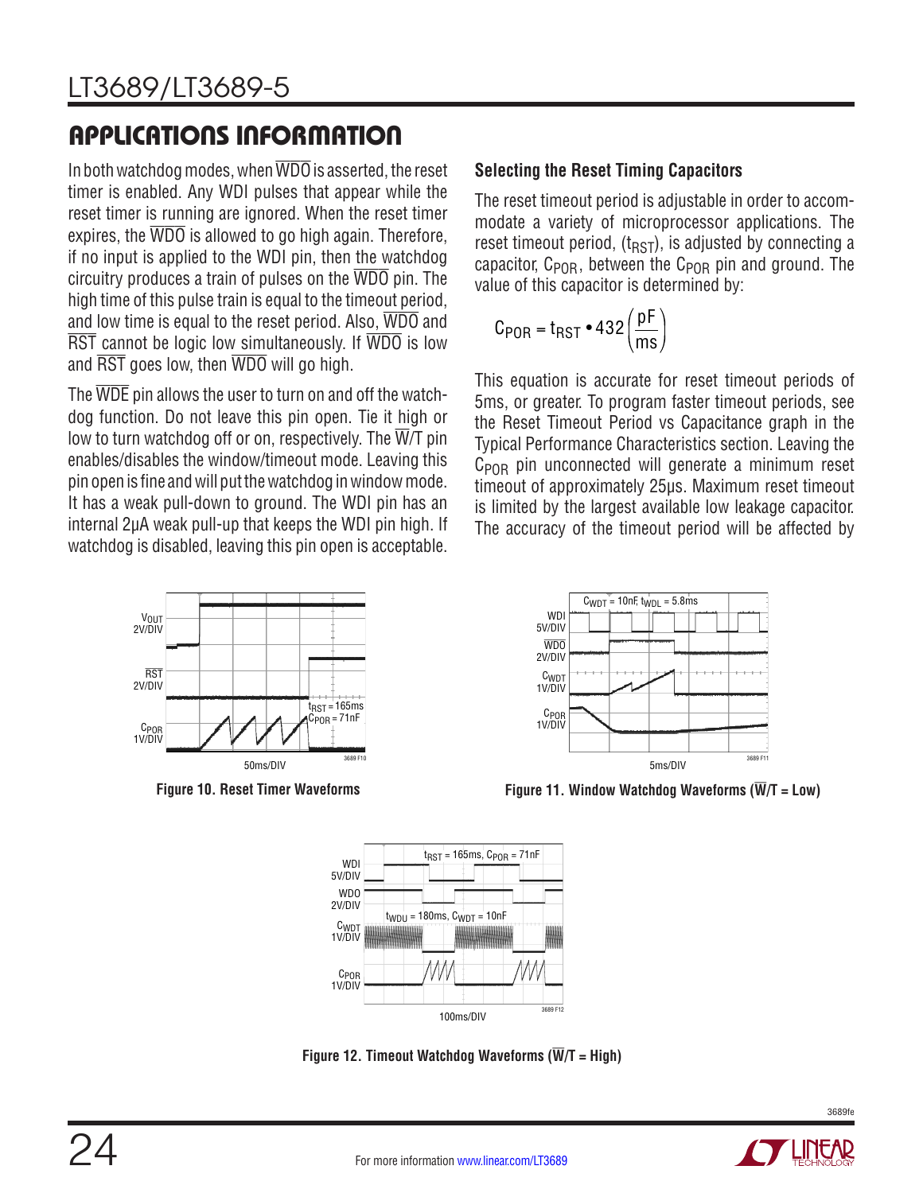## APPLICATIONS INFORMATION

In both watchdog modes, when $\overline{\text{WDO}}$ is asserted, the reset timer is enabled. Any WDI pulses that appear while the reset timer is running are ignored. When the reset timer expires, the $\overline{\text{WDO}}$ is allowed to go high again. Therefore, if no input is applied to the WDI pin, then the watchdog circuitry produces a train of pulses on the $\overline{\text{WDO}}$ pin. The high time of this pulse train is equal to the timeout period, and low time is equal to the reset period. Also, $\overline{\text{WDO}}$ and $\overline{\text{RST}}$ cannot be logic low simultaneously. If $\overline{\text{WDO}}$ is low and $\overline{\text{RST}}$ goes low, then $\overline{\text{WDO}}$ will go high.

The $\overline{\text{WDE}}$ pin allows the user to turn on and off the watchdog function. Do not leave this pin open. Tie it high or low to turn watchdog off or on, respectively. The $\overline{\text{W}}$/T pin enables/disables the window/timeout mode. Leaving this pin open is fine and will put the watchdog in window mode. It has a weak pull-down to ground. The WDI pin has an internal 2µA weak pull-up that keeps the WDI pin high. If watchdog is disabled, leaving this pin open is acceptable.

### Selecting the Reset Timing Capacitors

The reset timeout period is adjustable in order to accommodate a variety of microprocessor applications. The reset timeout period, ($t_{RST}$), is adjusted by connecting a capacitor, $C_{POR}$, between the $C_{POR}$ pin and ground. The value of this capacitor is determined by:

$$C_{POR} = t_{RST} \bullet 432\left(\frac{pF}{ms}\right)$$

This equation is accurate for reset timeout periods of 5ms, or greater. To program faster timeout periods, see the Reset Timeout Period vs Capacitance graph in the Typical Performance Characteristics section. Leaving the $C_{POR}$ pin unconnected will generate a minimum reset timeout of approximately 25µs. Maximum reset timeout is limited by the largest available low leakage capacitor. The accuracy of the timeout period will be affected by

Figure 10. Reset Timer Waveforms

Figure 11. Window Watchdog Waveforms ($\overline{\text{W}}$/T = Low)

Figure 12. Timeout Watchdog Waveforms ($\overline{\text{W}}$/T = High)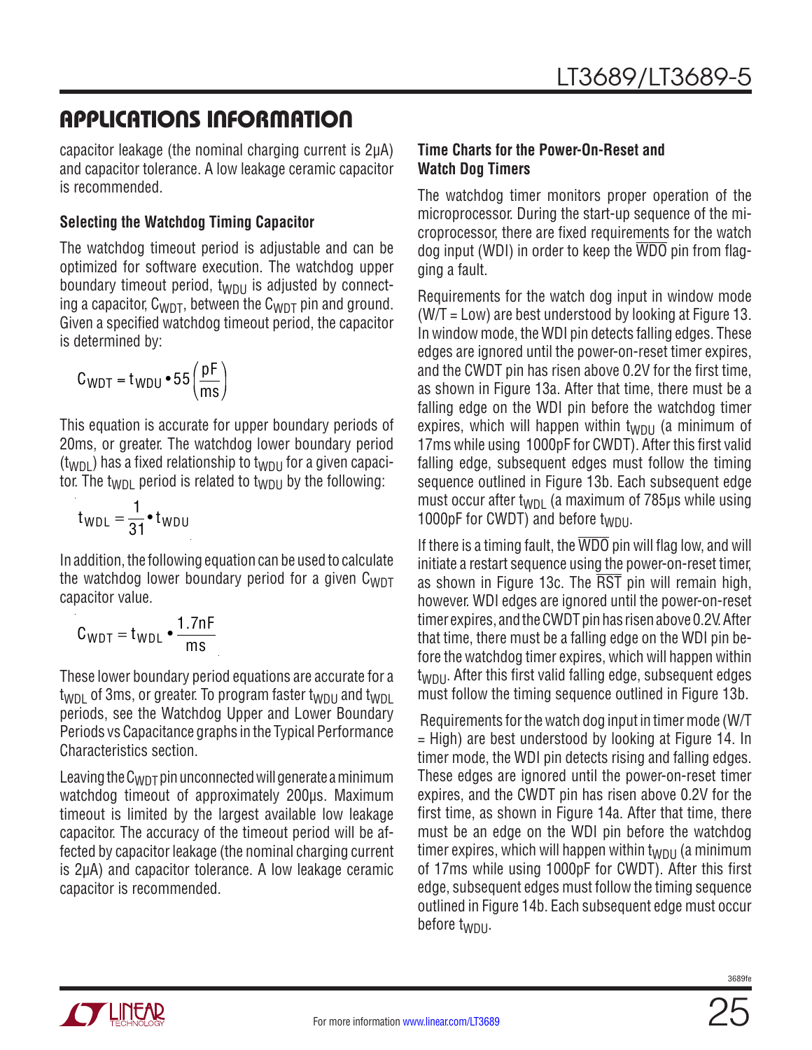## APPLICATIONS INFORMATION

capacitor leakage (the nominal charging current is 2µA) and capacitor tolerance. A low leakage ceramic capacitor is recommended.

### Selecting the Watchdog Timing Capacitor

The watchdog timeout period is adjustable and can be optimized for software execution. The watchdog upper boundary timeout period, $t_{WDU}$ is adjusted by connecting a capacitor, $C_{WDT}$, between the $C_{WDT}$ pin and ground. Given a specified watchdog timeout period, the capacitor is determined by:

$$C_{WDT} = t_{WDU} \bullet 55 \left(\frac{pF}{ms}\right)$$

This equation is accurate for upper boundary periods of 20ms, or greater. The watchdog lower boundary period ($t_{WDL}$) has a fixed relationship to $t_{WDU}$ for a given capacitor. The $t_{WDL}$ period is related to $t_{WDU}$ by the following:

$$t_{WDL} = \frac{1}{31} \bullet t_{WDU}$$

In addition, the following equation can be used to calculate the watchdog lower boundary period for a given $C_{WDT}$ capacitor value.

$$C_{WDT} = t_{WDL} \bullet \frac{1.7nF}{ms}$$

These lower boundary period equations are accurate for a $t_{WDL}$ of 3ms, or greater. To program faster $t_{WDU}$ and $t_{WDL}$ periods, see the Watchdog Upper and Lower Boundary Periods vs Capacitance graphs in the Typical Performance Characteristics section.

Leaving the $C_{WDT}$ pin unconnected will generate a minimum watchdog timeout of approximately 200µs. Maximum timeout is limited by the largest available low leakage capacitor. The accuracy of the timeout period will be affected by capacitor leakage (the nominal charging current is 2µA) and capacitor tolerance. A low leakage ceramic capacitor is recommended.

### Time Charts for the Power-On-Reset and Watch Dog Timers

The watchdog timer monitors proper operation of the microprocessor. During the start-up sequence of the microprocessor, there are fixed requirements for the watch dog input (WDI) in order to keep the $\overline{WDO}$ pin from flagging a fault.

Requirements for the watch dog input in window mode (W/T = Low) are best understood by looking at Figure 13. In window mode, the WDI pin detects falling edges. These edges are ignored until the power-on-reset timer expires, and the CWDT pin has risen above 0.2V for the first time, as shown in Figure 13a. After that time, there must be a falling edge on the WDI pin before the watchdog timer expires, which will happen within $t_{WDU}$ (a minimum of 17ms while using 1000pF for CWDT). After this first valid falling edge, subsequent edges must follow the timing sequence outlined in Figure 13b. Each subsequent edge must occur after $t_{WDL}$ (a maximum of 785µs while using 1000pF for CWDT) and before $t_{WDU}$.

If there is a timing fault, the $\overline{WDO}$ pin will flag low, and will initiate a restart sequence using the power-on-reset timer, as shown in Figure 13c. The $\overline{RST}$ pin will remain high, however. WDI edges are ignored until the power-on-reset timer expires, and the CWDT pin has risen above 0.2V. After that time, there must be a falling edge on the WDI pin before the watchdog timer expires, which will happen within $t_{WDU}$. After this first valid falling edge, subsequent edges must follow the timing sequence outlined in Figure 13b.

Requirements for the watch dog input in timer mode (W/T = High) are best understood by looking at Figure 14. In timer mode, the WDI pin detects rising and falling edges. These edges are ignored until the power-on-reset timer expires, and the CWDT pin has risen above 0.2V for the first time, as shown in Figure 14a. After that time, there must be an edge on the WDI pin before the watchdog timer expires, which will happen within $t_{WDU}$ (a minimum of 17ms while using 1000pF for CWDT). After this first edge, subsequent edges must follow the timing sequence outlined in Figure 14b. Each subsequent edge must occur before $t_{WDU}$.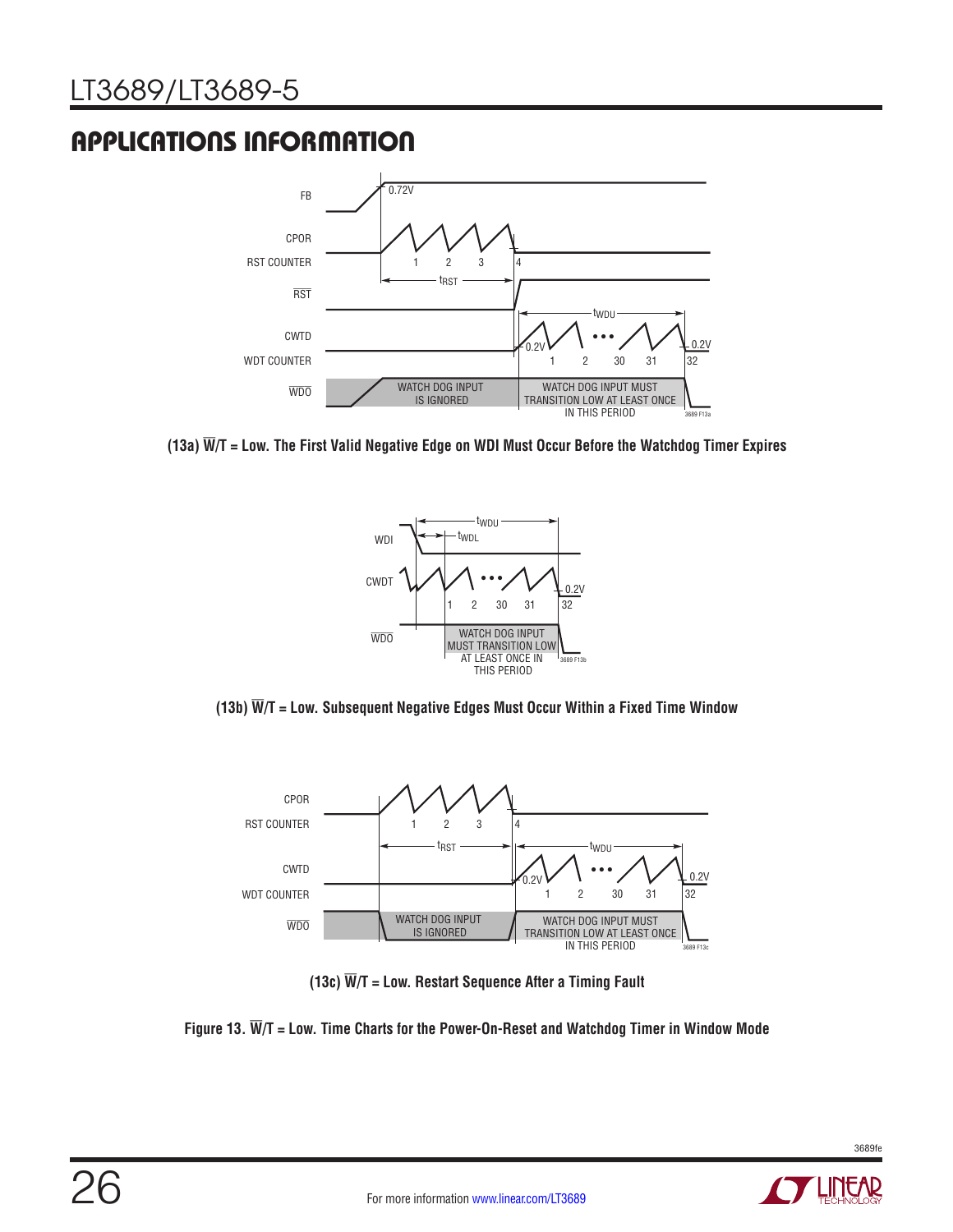## APPLICATIONS INFORMATION

(13a) $\overline{W}$/T = Low. The First Valid Negative Edge on WDI Must Occur Before the Watchdog Timer Expires

(13b) $\overline{W}$/T = Low. Subsequent Negative Edges Must Occur Within a Fixed Time Window

(13c) $\overline{W}$/T = Low. Restart Sequence After a Timing Fault

Figure 13. $\overline{W}$/T = Low. Time Charts for the Power-On-Reset and Watchdog Timer in Window Mode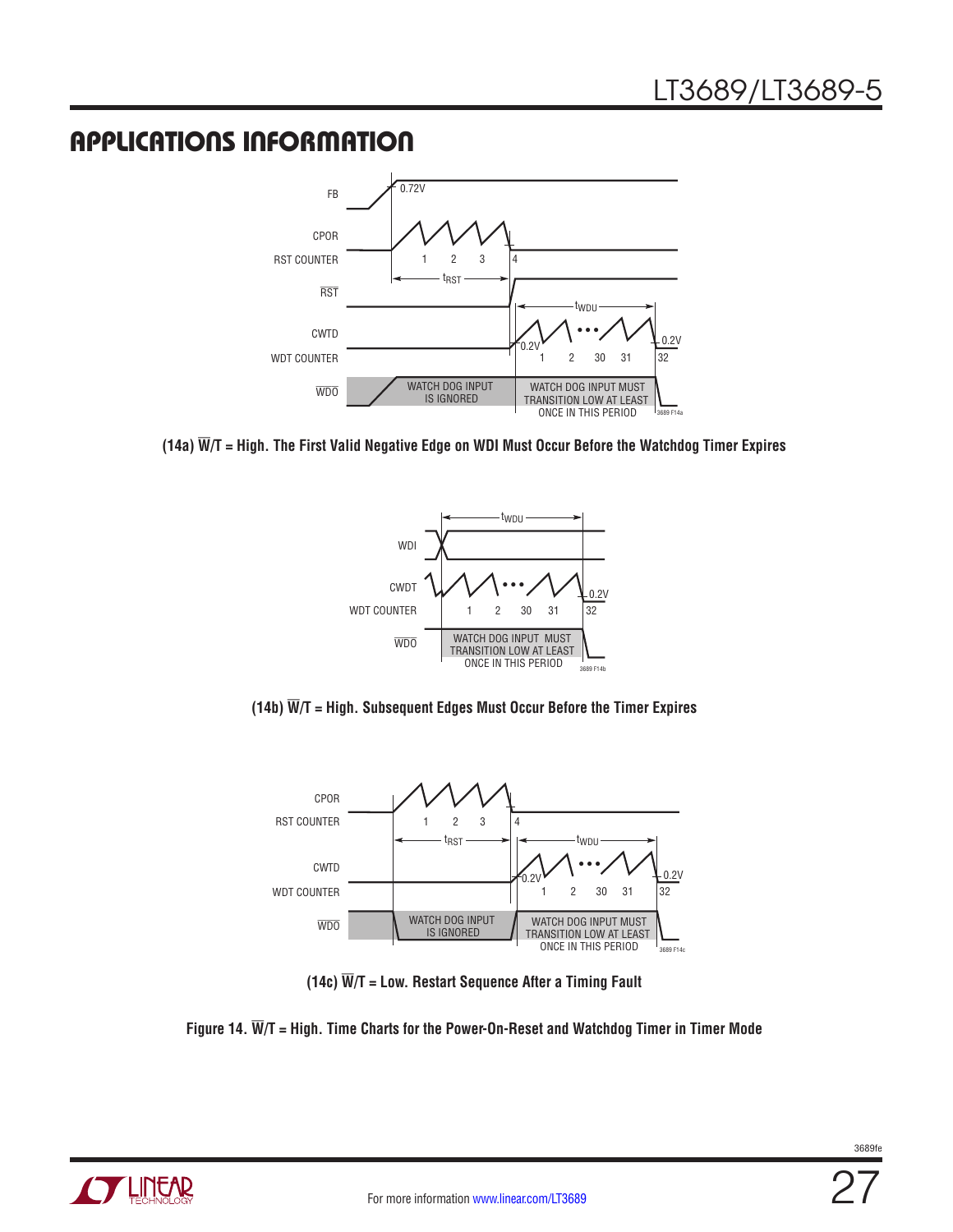## APPLICATIONS INFORMATION

FB

0.72V

CPOR

RST COUNTER

1 2 3 4

$t_{RST}$

$\overline{RST}$

$t_{WDU}$

CWTD

WDT COUNTER

0.2V

1 2 30 31

0.2V

32

$\overline{WDO}$

WATCH DOG INPUT IS IGNORED

WATCH DOG INPUT MUST TRANSITION LOW AT LEAST ONCE IN THIS PERIOD

3689 F14a

**(14a) $\overline{W}$/T = High. The First Valid Negative Edge on WDI Must Occur Before the Watchdog Timer Expires**

$t_{WDU}$

WDI

CWDT

0.2V

WDT COUNTER

1 2 30 31

32

$\overline{WDO}$

WATCH DOG INPUT MUST TRANSITION LOW AT LEAST ONCE IN THIS PERIOD

3689 F14b

**(14b) $\overline{W}$/T = High. Subsequent Edges Must Occur Before the Timer Expires**

CPOR

RST COUNTER

1 2 3 4

$t_{RST}$

$t_{WDU}$

CWTD

0.2V

0.2V

WDT COUNTER

1 2 30 31

32

$\overline{WDO}$

WATCH DOG INPUT IS IGNORED

WATCH DOG INPUT MUST TRANSITION LOW AT LEAST ONCE IN THIS PERIOD

3689 F14c

**(14c) $\overline{W}$/T = Low. Restart Sequence After a Timing Fault**

**Figure 14. $\overline{W}$/T = High. Time Charts for the Power-On-Reset and Watchdog Timer in Timer Mode**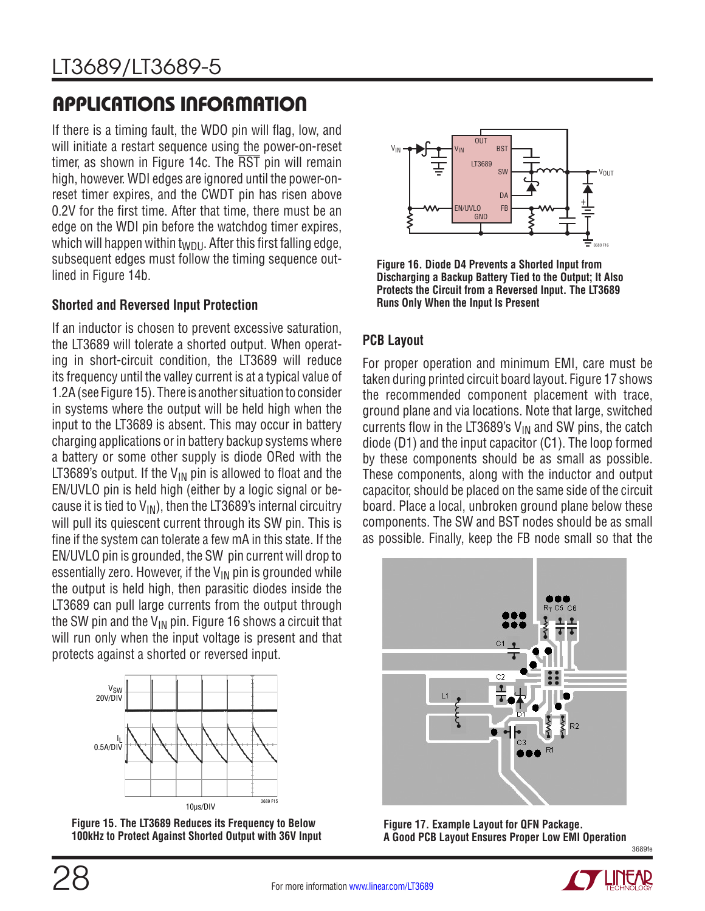## APPLICATIONS INFORMATION

If there is a timing fault, the WDO pin will flag, low, and will initiate a restart sequence using the power-on-reset timer, as shown in Figure 14c. The $\overline{RST}$ pin will remain high, however. WDI edges are ignored until the power-on-reset timer expires, and the CWDT pin has risen above 0.2V for the first time. After that time, there must be an edge on the WDI pin before the watchdog timer expires, which will happen within $t_{WDU}$. After this first falling edge, subsequent edges must follow the timing sequence outlined in Figure 14b.

### Shorted and Reversed Input Protection

If an inductor is chosen to prevent excessive saturation, the LT3689 will tolerate a shorted output. When operating in short-circuit condition, the LT3689 will reduce its frequency until the valley current is at a typical value of 1.2A (see Figure 15). There is another situation to consider in systems where the output will be held high when the input to the LT3689 is absent. This may occur in battery charging applications or in battery backup systems where a battery or some other supply is diode ORed with the LT3689's output. If the $V_{IN}$ pin is allowed to float and the EN/UVLO pin is held high (either by a logic signal or because it is tied to $V_{IN}$), then the LT3689's internal circuitry will pull its quiescent current through its SW pin. This is fine if the system can tolerate a few mA in this state. If the EN/UVLO pin is grounded, the SW pin current will drop to essentially zero. However, if the $V_{IN}$ pin is grounded while the output is held high, then parasitic diodes inside the LT3689 can pull large currents from the output through the SW pin and the $V_{IN}$ pin. Figure 16 shows a circuit that will run only when the input voltage is present and that protects against a shorted or reversed input.

Figure 15. The LT3689 Reduces its Frequency to Below 100kHz to Protect Against Shorted Output with 36V Input

Figure 16. Diode D4 Prevents a Shorted Input from Discharging a Backup Battery Tied to the Output; It Also Protects the Circuit from a Reversed Input. The LT3689 Runs Only When the Input Is Present

### PCB Layout

For proper operation and minimum EMI, care must be taken during printed circuit board layout. Figure 17 shows the recommended component placement with trace, ground plane and via locations. Note that large, switched currents flow in the LT3689's $V_{IN}$ and SW pins, the catch diode (D1) and the input capacitor (C1). The loop formed by these components should be as small as possible. These components, along with the inductor and output capacitor, should be placed on the same side of the circuit board. Place a local, unbroken ground plane below these components. The SW and BST nodes should be as small as possible. Finally, keep the FB node small so that the

Figure 17. Example Layout for QFN Package. A Good PCB Layout Ensures Proper Low EMI Operation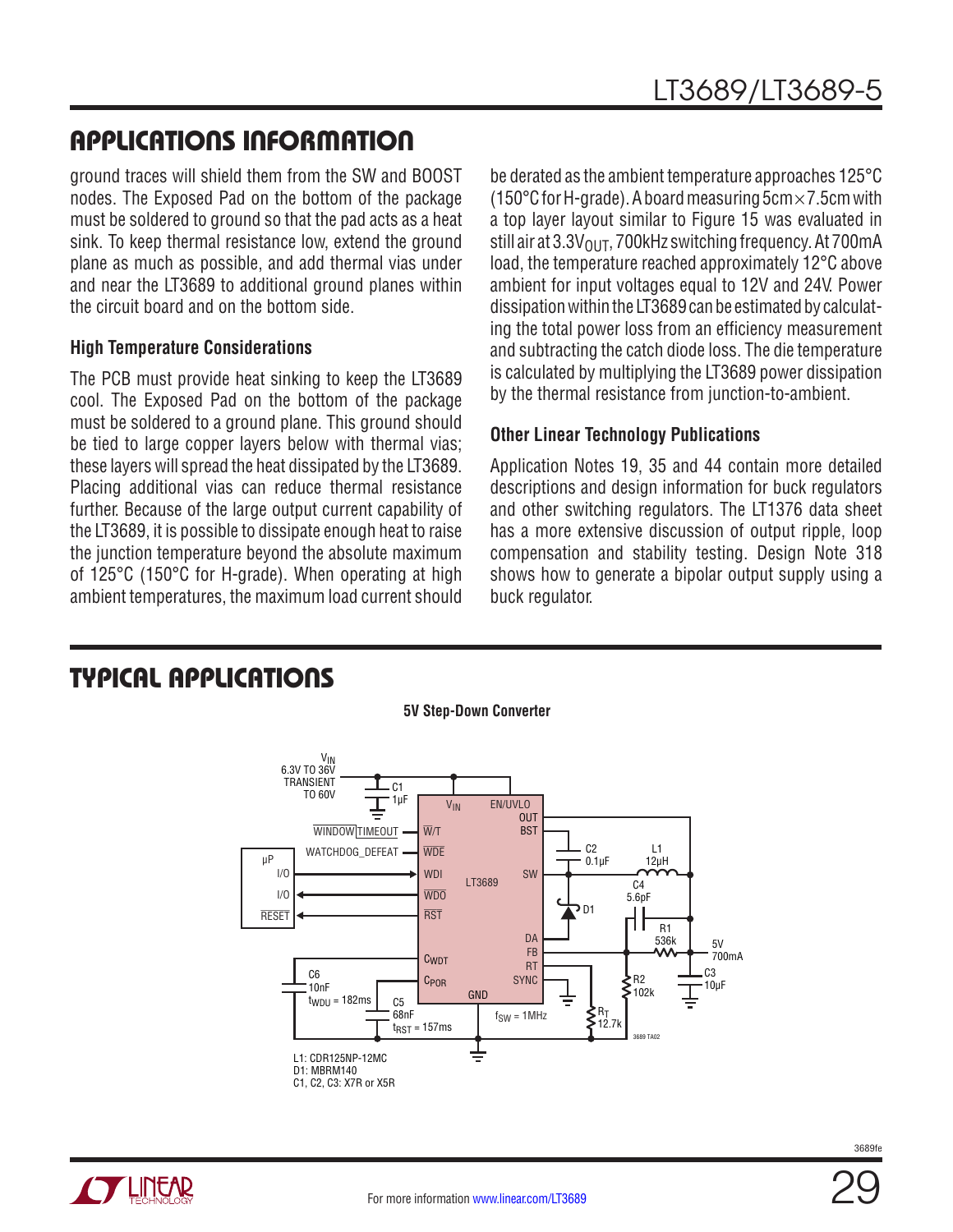## APPLICATIONS INFORMATION

ground traces will shield them from the SW and BOOST nodes. The Exposed Pad on the bottom of the package must be soldered to ground so that the pad acts as a heat sink. To keep thermal resistance low, extend the ground plane as much as possible, and add thermal vias under and near the LT3689 to additional ground planes within the circuit board and on the bottom side.

### High Temperature Considerations

The PCB must provide heat sinking to keep the LT3689 cool. The Exposed Pad on the bottom of the package must be soldered to a ground plane. This ground should be tied to large copper layers below with thermal vias; these layers will spread the heat dissipated by the LT3689. Placing additional vias can reduce thermal resistance further. Because of the large output current capability of the LT3689, it is possible to dissipate enough heat to raise the junction temperature beyond the absolute maximum of 125°C (150°C for H-grade). When operating at high ambient temperatures, the maximum load current should be derated as the ambient temperature approaches 125°C (150°C for H-grade). A board measuring 5cm × 7.5cm with a top layer layout similar to Figure 15 was evaluated in still air at $3.3V_{OUT}$, 700kHz switching frequency. At 700mA load, the temperature reached approximately 12°C above ambient for input voltages equal to 12V and 24V. Power dissipation within the LT3689 can be estimated by calculating the total power loss from an efficiency measurement and subtracting the catch diode loss. The die temperature is calculated by multiplying the LT3689 power dissipation by the thermal resistance from junction-to-ambient.

### Other Linear Technology Publications

Application Notes 19, 35 and 44 contain more detailed descriptions and design information for buck regulators and other switching regulators. The LT1376 data sheet has a more extensive discussion of output ripple, loop compensation and stability testing. Design Note 318 shows how to generate a bipolar output supply using a buck regulator.

## TYPICAL APPLICATIONS

**5V Step-Down Converter**

$V_{IN}$ 6.3V TO 36V, TRANSIENT TO 60V; C1 1µF; C2 0.1µF; L1 12µH; C4 5.6pF; D1; R1 536k; R2 102k; C3 10µF; 5V 700mA; C6 10nF, $t_{WDU}$ = 182ms; C5 68nF, $t_{RST}$ = 157ms; $R_T$ 12.7k; $f_{SW}$ = 1MHz

L1: CDR125NP-12MC
D1: MBRM140
C1, C2, C3: X7R or X5R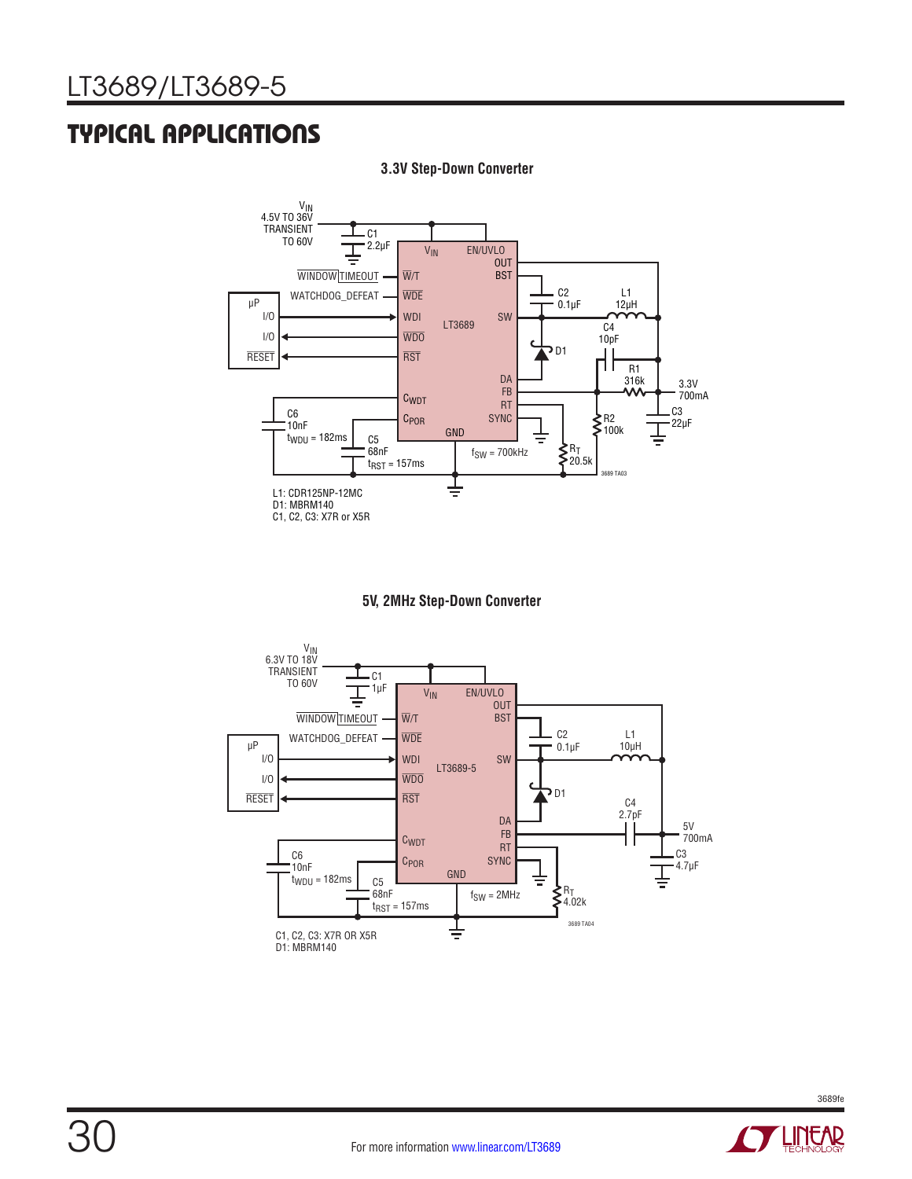## TYPICAL APPLICATIONS

**3.3V Step-Down Converter**

$V_{IN}$ 4.5V TO 36V TRANSIENT TO 60V

C1 2.2µF

$V_{IN}$ EN/UVLO OUT BST

WINDOW/TIMEOUT — W/T

WATCHDOG_DEFEAT — WDE

µP I/O — WDI

I/O — WDO

RESET — RST

LT3689

SW

C2 0.1µF

L1 12µH

C4 10pF

D1

DA FB RT SYNC

R1 316k

3.3V 700mA

$C_{WDT}$ $C_{POR}$ GND

C6 10nF $t_{WDU}$ = 182ms

C5 68nF $t_{RST}$ = 157ms

$f_{SW}$ = 700kHz

R2 100k

$R_T$ 20.5k

C3 22µF

L1: CDR125NP-12MC
D1: MBRM140
C1, C2, C3: X7R or X5R

**5V, 2MHz Step-Down Converter**

$V_{IN}$ 6.3V TO 18V TRANSIENT TO 60V

C1 1µF

$V_{IN}$ EN/UVLO OUT BST

WINDOW/TIMEOUT — W/T

WATCHDOG_DEFEAT — WDE

µP I/O — WDI

I/O — WDO

RESET — RST

LT3689-5

SW

C2 0.1µF

L1 10µH

D1

DA FB RT SYNC

C4 2.7pF

5V 700mA

C3 4.7µF

$C_{WDT}$ $C_{POR}$ GND

C6 10nF $t_{WDU}$ = 182ms

C5 68nF $t_{RST}$ = 157ms

$f_{SW}$ = 2MHz

$R_T$ 4.02k

C1, C2, C3: X7R OR X5R
D1: MBRM140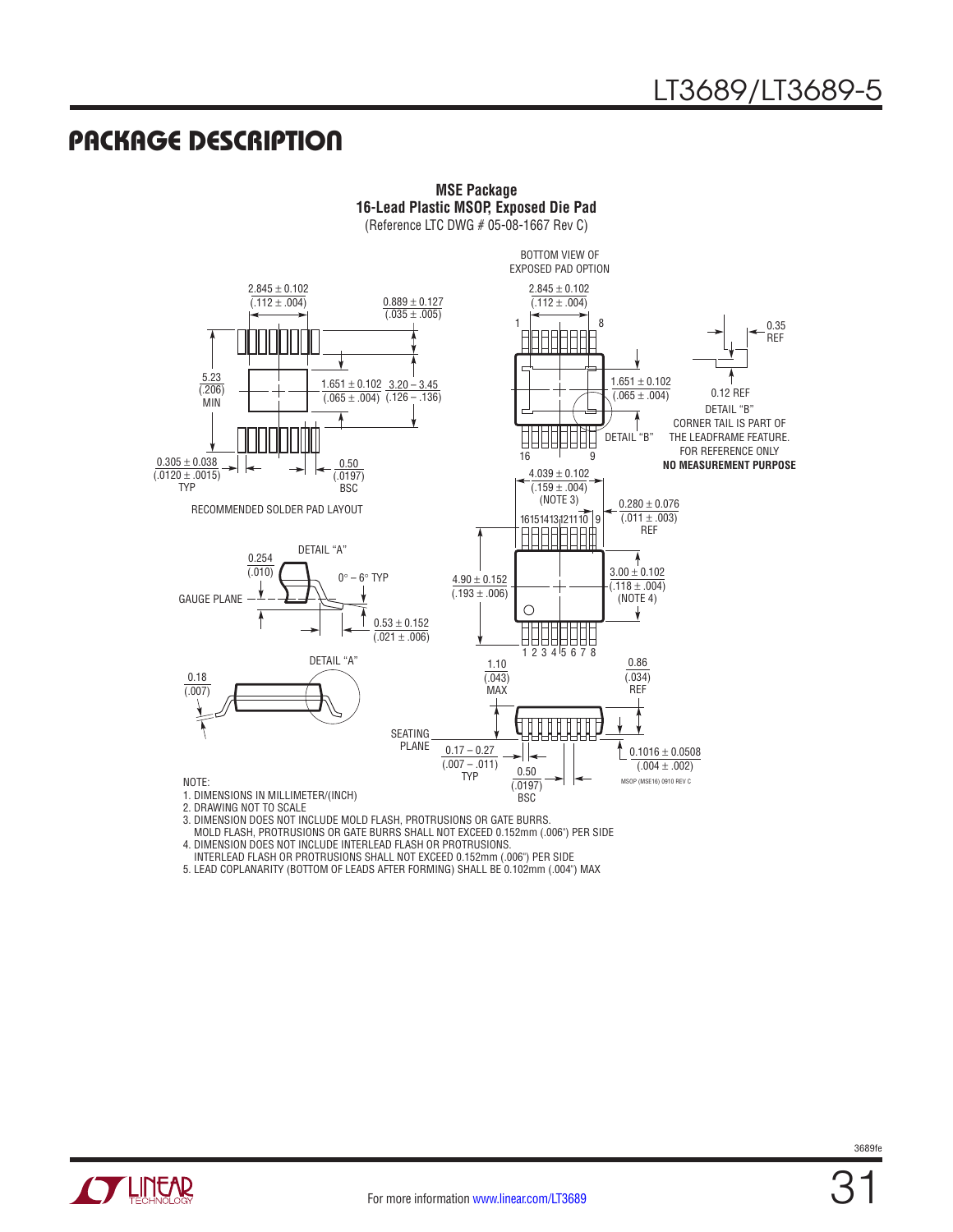## PACKAGE DESCRIPTION

**MSE Package**
**16-Lead Plastic MSOP, Exposed Die Pad**
(Reference LTC DWG # 05-08-1667 Rev C)

BOTTOM VIEW OF EXPOSED PAD OPTION

2.845 ± 0.102 (.112 ± .004)

0.889 ± 0.127 (.035 ± .005)

5.23 (.206) MIN

1.651 ± 0.102 (.065 ± .004)

3.20 – 3.45 (.126 – .136)

0.305 ± 0.038 (.0120 ± .0015) TYP

0.50 (.0197) BSC

RECOMMENDED SOLDER PAD LAYOUT

0.35 REF

0.12 REF

DETAIL "B"
CORNER TAIL IS PART OF THE LEADFRAME FEATURE. FOR REFERENCE ONLY
**NO MEASUREMENT PURPOSE**

4.039 ± 0.102 (.159 ± .004) (NOTE 3)

0.280 ± 0.076 (.011 ± .003) REF

DETAIL "A"

0.254 (.010)

0° – 6° TYP

GAUGE PLANE

0.53 ± 0.152 (.021 ± .006)

4.90 ± 0.152 (.193 ± .006)

3.00 ± 0.102 (.118 ± .004) (NOTE 4)

DETAIL "A"

0.18 (.007)

1.10 (.043) MAX

0.86 (.034) REF

SEATING PLANE

0.17 – 0.27 (.007 – .011) TYP

0.50 (.0197) BSC

0.1016 ± 0.0508 (.004 ± .002)

MSOP (MSE16) 0910 REV C

NOTE:
1. DIMENSIONS IN MILLIMETER/(INCH)
2. DRAWING NOT TO SCALE
3. DIMENSION DOES NOT INCLUDE MOLD FLASH, PROTRUSIONS OR GATE BURRS.
   MOLD FLASH, PROTRUSIONS OR GATE BURRS SHALL NOT EXCEED 0.152mm (.006") PER SIDE
4. DIMENSION DOES NOT INCLUDE INTERLEAD FLASH OR PROTRUSIONS.
   INTERLEAD FLASH OR PROTRUSIONS SHALL NOT EXCEED 0.152mm (.006") PER SIDE
5. LEAD COPLANARITY (BOTTOM OF LEADS AFTER FORMING) SHALL BE 0.102mm (.004") MAX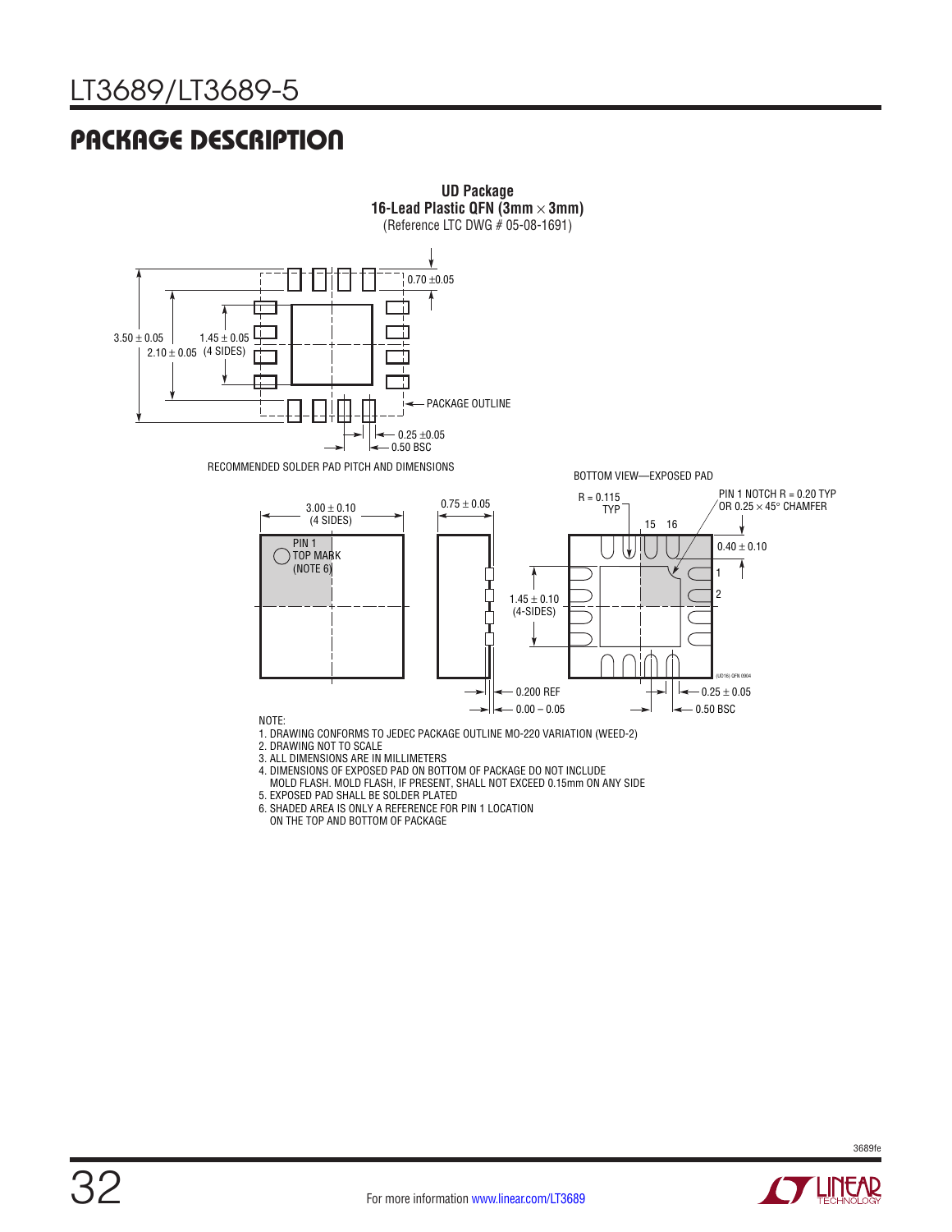## PACKAGE DESCRIPTION

**UD Package**
**16-Lead Plastic QFN (3mm × 3mm)**
(Reference LTC DWG # 05-08-1691)

0.70 ±0.05

3.50 ± 0.05

2.10 ± 0.05

1.45 ± 0.05 (4 SIDES)

PACKAGE OUTLINE

0.25 ±0.05

0.50 BSC

RECOMMENDED SOLDER PAD PITCH AND DIMENSIONS

BOTTOM VIEW—EXPOSED PAD

3.00 ± 0.10 (4 SIDES)

PIN 1 TOP MARK (NOTE 6)

0.75 ± 0.05

R = 0.115 TYP

PIN 1 NOTCH R = 0.20 TYP OR 0.25 × 45° CHAMFER

15 16

0.40 ± 0.10

1

2

1.45 ± 0.10 (4-SIDES)

(UD16) QFN 0904

0.200 REF

0.00 – 0.05

0.25 ± 0.05

0.50 BSC

NOTE:

1. DRAWING CONFORMS TO JEDEC PACKAGE OUTLINE MO-220 VARIATION (WEED-2)
2. DRAWING NOT TO SCALE
3. ALL DIMENSIONS ARE IN MILLIMETERS
4. DIMENSIONS OF EXPOSED PAD ON BOTTOM OF PACKAGE DO NOT INCLUDE MOLD FLASH. MOLD FLASH, IF PRESENT, SHALL NOT EXCEED 0.15mm ON ANY SIDE
5. EXPOSED PAD SHALL BE SOLDER PLATED
6. SHADED AREA IS ONLY A REFERENCE FOR PIN 1 LOCATION ON THE TOP AND BOTTOM OF PACKAGE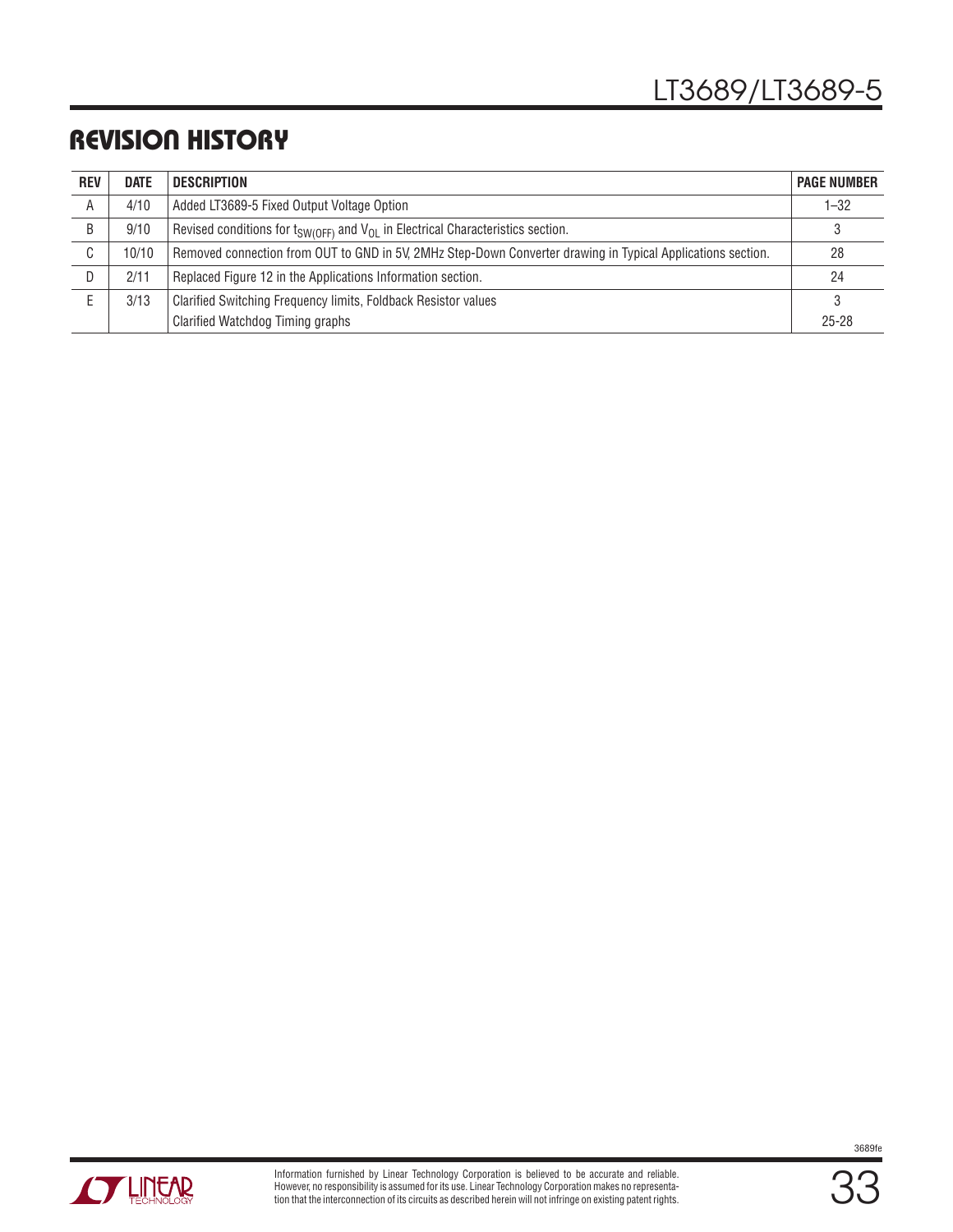## REVISION HISTORY

| REV | DATE | DESCRIPTION | PAGE NUMBER |
|---|---|---|---|
| A | 4/10 | Added LT3689-5 Fixed Output Voltage Option | 1–32 |
| B | 9/10 | Revised conditions for $t_{SW(OFF)}$ and $V_{OL}$ in Electrical Characteristics section. | 3 |
| C | 10/10 | Removed connection from OUT to GND in 5V, 2MHz Step-Down Converter drawing in Typical Applications section. | 28 |
| D | 2/11 | Replaced Figure 12 in the Applications Information section. | 24 |
| E | 3/13 | Clarified Switching Frequency limits, Foldback Resistor values | 3 |
| | | Clarified Watchdog Timing graphs | 25-28 |

Information furnished by Linear Technology Corporation is believed to be accurate and reliable. However, no responsibility is assumed for its use. Linear Technology Corporation makes no representation that the interconnection of its circuits as described herein will not infringe on existing patent rights.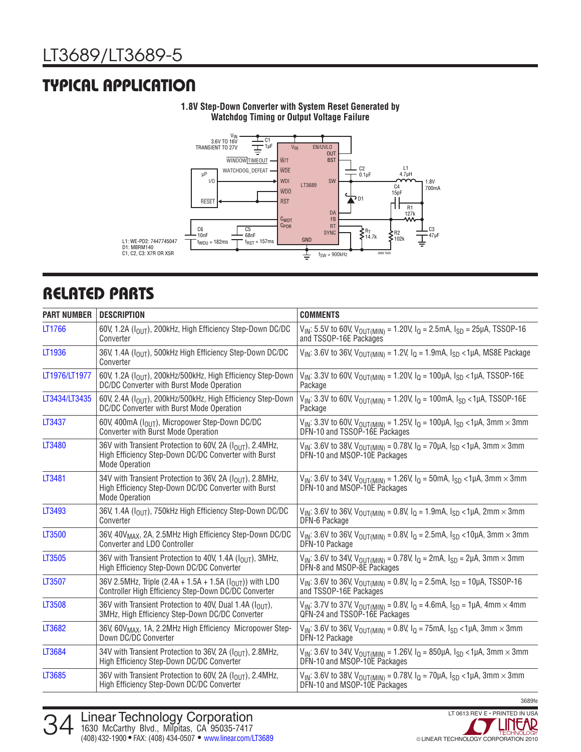## TYPICAL APPLICATION

**1.8V Step-Down Converter with System Reset Generated by Watchdog Timing or Output Voltage Failure**

$V_{IN}$
3.6V TO 16V
TRANSIENT TO 27V
C1
1µF
WINDOW/TIMEOUT
WATCHDOG_DEFEAT
µP
I/O
RESET
C6
10nF
$t_{WDU}$ = 182ms
C5
68nF
$t_{RST}$ = 157ms
$V_{IN}$
EN/UVLO
OUT
BST
W/T
WDE
WDI
WDO
RST
$C_{WDT}$
$C_{POR}$
LT3689
SW
DA
FB
RT
SYNC
GND
C2
0.1µF
L1
4.7µH
1.8V
700mA
C4
15pF
D1
R1
127k
$R_T$
14.7k
R2
102k
C3
47µF
$f_{SW}$ = 900kHz
L1: WE-PD2: 7447745047
D1: MBRM140
C1, C2, C3: X7R OR X5R
3689 TA05

## RELATED PARTS

| PART NUMBER | DESCRIPTION | COMMENTS |
|---|---|---|
| LT1766 | 60V, 1.2A ($I_{OUT}$), 200kHz, High Efficiency Step-Down DC/DC Converter | $V_{IN}$: 5.5V to 60V, $V_{OUT(MIN)}$ = 1.20V, $I_Q$ = 2.5mA, $I_{SD}$ = 25µA, TSSOP-16 and TSSOP-16E Packages |
| LT1936 | 36V, 1.4A ($I_{OUT}$), 500kHz High Efficiency Step-Down DC/DC Converter | $V_{IN}$: 3.6V to 36V, $V_{OUT(MIN)}$ = 1.2V, $I_Q$ = 1.9mA, $I_{SD}$ <1µA, MS8E Package |
| LT1976/LT1977 | 60V, 1.2A ($I_{OUT}$), 200kHz/500kHz, High Efficiency Step-Down DC/DC Converter with Burst Mode Operation | $V_{IN}$: 3.3V to 60V, $V_{OUT(MIN)}$ = 1.20V, $I_Q$ = 100µA, $I_{SD}$ <1µA, TSSOP-16E Package |
| LT3434/LT3435 | 60V, 2.4A ($I_{OUT}$), 200kHz/500kHz, High Efficiency Step-Down DC/DC Converter with Burst Mode Operation | $V_{IN}$: 3.3V to 60V, $V_{OUT(MIN)}$ = 1.20V, $I_Q$ = 100mA, $I_{SD}$ <1µA, TSSOP-16E Package |
| LT3437 | 60V, 400mA ($I_{OUT}$), Micropower Step-Down DC/DC Converter with Burst Mode Operation | $V_{IN}$: 3.3V to 60V, $V_{OUT(MIN)}$ = 1.25V, $I_Q$ = 100µA, $I_{SD}$ <1µA, 3mm × 3mm DFN-10 and TSSOP-16E Packages |
| LT3480 | 36V with Transient Protection to 60V, 2A ($I_{OUT}$), 2.4MHz, High Efficiency Step-Down DC/DC Converter with Burst Mode Operation | $V_{IN}$: 3.6V to 38V, $V_{OUT(MIN)}$ = 0.78V, $I_Q$ = 70µA, $I_{SD}$ <1µA, 3mm × 3mm DFN-10 and MSOP-10E Packages |
| LT3481 | 34V with Transient Protection to 36V, 2A ($I_{OUT}$), 2.8MHz, High Efficiency Step-Down DC/DC Converter with Burst Mode Operation | $V_{IN}$: 3.6V to 34V, $V_{OUT(MIN)}$ = 1.26V, $I_Q$ = 50mA, $I_{SD}$ <1µA, 3mm × 3mm DFN-10 and MSOP-10E Packages |
| LT3493 | 36V, 1.4A ($I_{OUT}$), 750kHz High Efficiency Step-Down DC/DC Converter | $V_{IN}$: 3.6V to 36V, $V_{OUT(MIN)}$ = 0.8V, $I_Q$ = 1.9mA, $I_{SD}$ <1µA, 2mm × 3mm DFN-6 Package |
| LT3500 | 36V, 40$V_{MAX}$, 2A, 2.5MHz High Efficiency Step-Down DC/DC Converter and LDO Controller | $V_{IN}$: 3.6V to 36V, $V_{OUT(MIN)}$ = 0.8V, $I_Q$ = 2.5mA, $I_{SD}$ <10µA, 3mm × 3mm DFN-10 Package |
| LT3505 | 36V with Transient Protection to 40V, 1.4A ($I_{OUT}$), 3MHz, High Efficiency Step-Down DC/DC Converter | $V_{IN}$: 3.6V to 34V, $V_{OUT(MIN)}$ = 0.78V, $I_Q$ = 2mA, $I_{SD}$ = 2µA, 3mm × 3mm DFN-8 and MSOP-8E Packages |
| LT3507 | 36V 2.5MHz, Triple (2.4A + 1.5A + 1.5A ($I_{OUT}$)) with LDO Controller High Efficiency Step-Down DC/DC Converter | $V_{IN}$: 3.6V to 36V, $V_{OUT(MIN)}$ = 0.8V, $I_Q$ = 2.5mA, $I_{SD}$ = 10µA, TSSOP-16 and TSSOP-16E Packages |
| LT3508 | 36V with Transient Protection to 40V, Dual 1.4A ($I_{OUT}$), 3MHz, High Efficiency Step-Down DC/DC Converter | $V_{IN}$: 3.7V to 37V, $V_{OUT(MIN)}$ = 0.8V, $I_Q$ = 4.6mA, $I_{SD}$ = 1µA, 4mm × 4mm QFN-24 and TSSOP-16E Packages |
| LT3682 | 36V, 60$V_{MAX}$, 1A, 2.2MHz High Efficiency Micropower Step-Down DC/DC Converter | $V_{IN}$: 3.6V to 36V, $V_{OUT(MIN)}$ = 0.8V, $I_Q$ = 75mA, $I_{SD}$ <1µA, 3mm × 3mm DFN-12 Package |
| LT3684 | 34V with Transient Protection to 36V, 2A ($I_{OUT}$), 2.8MHz, High Efficiency Step-Down DC/DC Converter | $V_{IN}$: 3.6V to 34V, $V_{OUT(MIN)}$ = 1.26V, $I_Q$ = 850µA, $I_{SD}$ <1µA, 3mm × 3mm DFN-10 and MSOP-10E Packages |
| LT3685 | 36V with Transient Protection to 60V, 2A ($I_{OUT}$), 2.4MHz, High Efficiency Step-Down DC/DC Converter | $V_{IN}$: 3.6V to 38V, $V_{OUT(MIN)}$ = 0.78V, $I_Q$ = 70µA, $I_{SD}$ <1µA, 3mm × 3mm DFN-10 and MSOP-10E Packages |

Linear Technology Corporation
1630 McCarthy Blvd., Milpitas, CA 95035-7417
(408) 432-1900 • FAX: (408) 434-0507 • www.linear.com/LT3689

LT 0613 REV E • PRINTED IN USA
© LINEAR TECHNOLOGY CORPORATION 2010